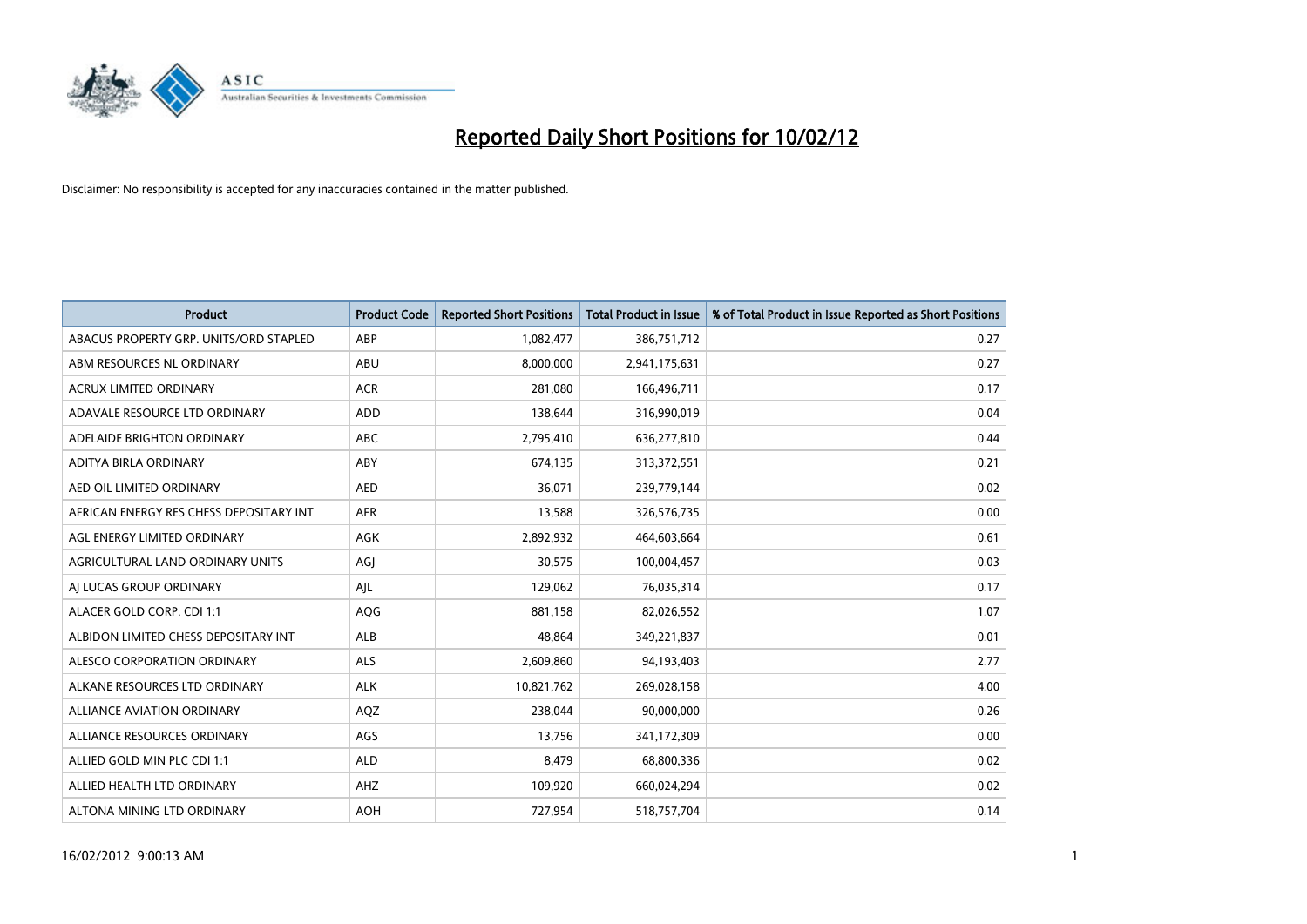# Reported Daily Short Positions for 10/02/12

Disclaimer: No responsibility is accepted for any inaccuracies contained in the matter published.

| Product | Product Code | Reported Short Positions | Total Product in Issue | % of Total Product in Issue Reported as Short Positions |
|---|---|---|---|---|
| ABACUS PROPERTY GRP. UNITS/ORD STAPLED | ABP | 1,082,477 | 386,751,712 | 0.27 |
| ABM RESOURCES NL ORDINARY | ABU | 8,000,000 | 2,941,175,631 | 0.27 |
| ACRUX LIMITED ORDINARY | ACR | 281,080 | 166,496,711 | 0.17 |
| ADAVALE RESOURCE LTD ORDINARY | ADD | 138,644 | 316,990,019 | 0.04 |
| ADELAIDE BRIGHTON ORDINARY | ABC | 2,795,410 | 636,277,810 | 0.44 |
| ADITYA BIRLA ORDINARY | ABY | 674,135 | 313,372,551 | 0.21 |
| AED OIL LIMITED ORDINARY | AED | 36,071 | 239,779,144 | 0.02 |
| AFRICAN ENERGY RES CHESS DEPOSITARY INT | AFR | 13,588 | 326,576,735 | 0.00 |
| AGL ENERGY LIMITED ORDINARY | AGK | 2,892,932 | 464,603,664 | 0.61 |
| AGRICULTURAL LAND ORDINARY UNITS | AGJ | 30,575 | 100,004,457 | 0.03 |
| AJ LUCAS GROUP ORDINARY | AJL | 129,062 | 76,035,314 | 0.17 |
| ALACER GOLD CORP. CDI 1:1 | AQG | 881,158 | 82,026,552 | 1.07 |
| ALBIDON LIMITED CHESS DEPOSITARY INT | ALB | 48,864 | 349,221,837 | 0.01 |
| ALESCO CORPORATION ORDINARY | ALS | 2,609,860 | 94,193,403 | 2.77 |
| ALKANE RESOURCES LTD ORDINARY | ALK | 10,821,762 | 269,028,158 | 4.00 |
| ALLIANCE AVIATION ORDINARY | AQZ | 238,044 | 90,000,000 | 0.26 |
| ALLIANCE RESOURCES ORDINARY | AGS | 13,756 | 341,172,309 | 0.00 |
| ALLIED GOLD MIN PLC CDI 1:1 | ALD | 8,479 | 68,800,336 | 0.02 |
| ALLIED HEALTH LTD ORDINARY | AHZ | 109,920 | 660,024,294 | 0.02 |
| ALTONA MINING LTD ORDINARY | AOH | 727,954 | 518,757,704 | 0.14 |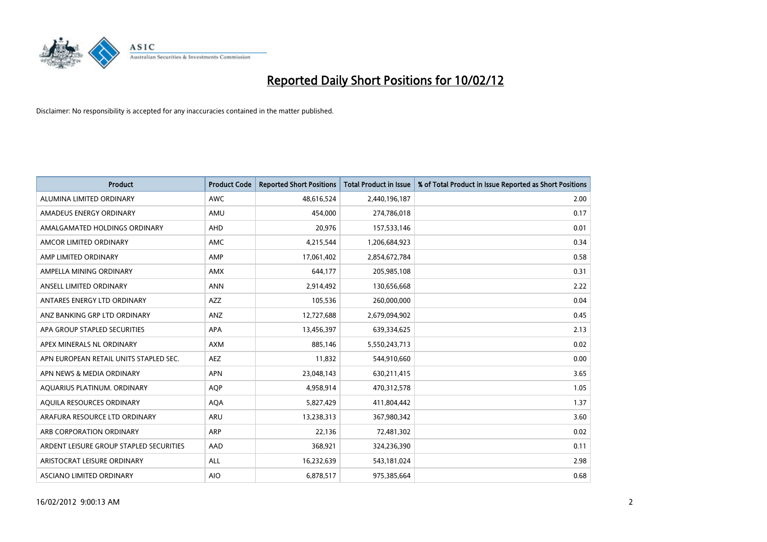# Reported Daily Short Positions for 10/02/12

Disclaimer: No responsibility is accepted for any inaccuracies contained in the matter published.

| Product | Product Code | Reported Short Positions | Total Product in Issue | % of Total Product in Issue Reported as Short Positions |
|---|---|---|---|---|
| ALUMINA LIMITED ORDINARY | AWC | 48,616,524 | 2,440,196,187 | 2.00 |
| AMADEUS ENERGY ORDINARY | AMU | 454,000 | 274,786,018 | 0.17 |
| AMALGAMATED HOLDINGS ORDINARY | AHD | 20,976 | 157,533,146 | 0.01 |
| AMCOR LIMITED ORDINARY | AMC | 4,215,544 | 1,206,684,923 | 0.34 |
| AMP LIMITED ORDINARY | AMP | 17,061,402 | 2,854,672,784 | 0.58 |
| AMPELLA MINING ORDINARY | AMX | 644,177 | 205,985,108 | 0.31 |
| ANSELL LIMITED ORDINARY | ANN | 2,914,492 | 130,656,668 | 2.22 |
| ANTARES ENERGY LTD ORDINARY | AZZ | 105,536 | 260,000,000 | 0.04 |
| ANZ BANKING GRP LTD ORDINARY | ANZ | 12,727,688 | 2,679,094,902 | 0.45 |
| APA GROUP STAPLED SECURITIES | APA | 13,456,397 | 639,334,625 | 2.13 |
| APEX MINERALS NL ORDINARY | AXM | 885,146 | 5,550,243,713 | 0.02 |
| APN EUROPEAN RETAIL UNITS STAPLED SEC. | AEZ | 11,832 | 544,910,660 | 0.00 |
| APN NEWS & MEDIA ORDINARY | APN | 23,048,143 | 630,211,415 | 3.65 |
| AQUARIUS PLATINUM. ORDINARY | AQP | 4,958,914 | 470,312,578 | 1.05 |
| AQUILA RESOURCES ORDINARY | AQA | 5,827,429 | 411,804,442 | 1.37 |
| ARAFURA RESOURCE LTD ORDINARY | ARU | 13,238,313 | 367,980,342 | 3.60 |
| ARB CORPORATION ORDINARY | ARP | 22,136 | 72,481,302 | 0.02 |
| ARDENT LEISURE GROUP STAPLED SECURITIES | AAD | 368,921 | 324,236,390 | 0.11 |
| ARISTOCRAT LEISURE ORDINARY | ALL | 16,232,639 | 543,181,024 | 2.98 |
| ASCIANO LIMITED ORDINARY | AIO | 6,878,517 | 975,385,664 | 0.68 |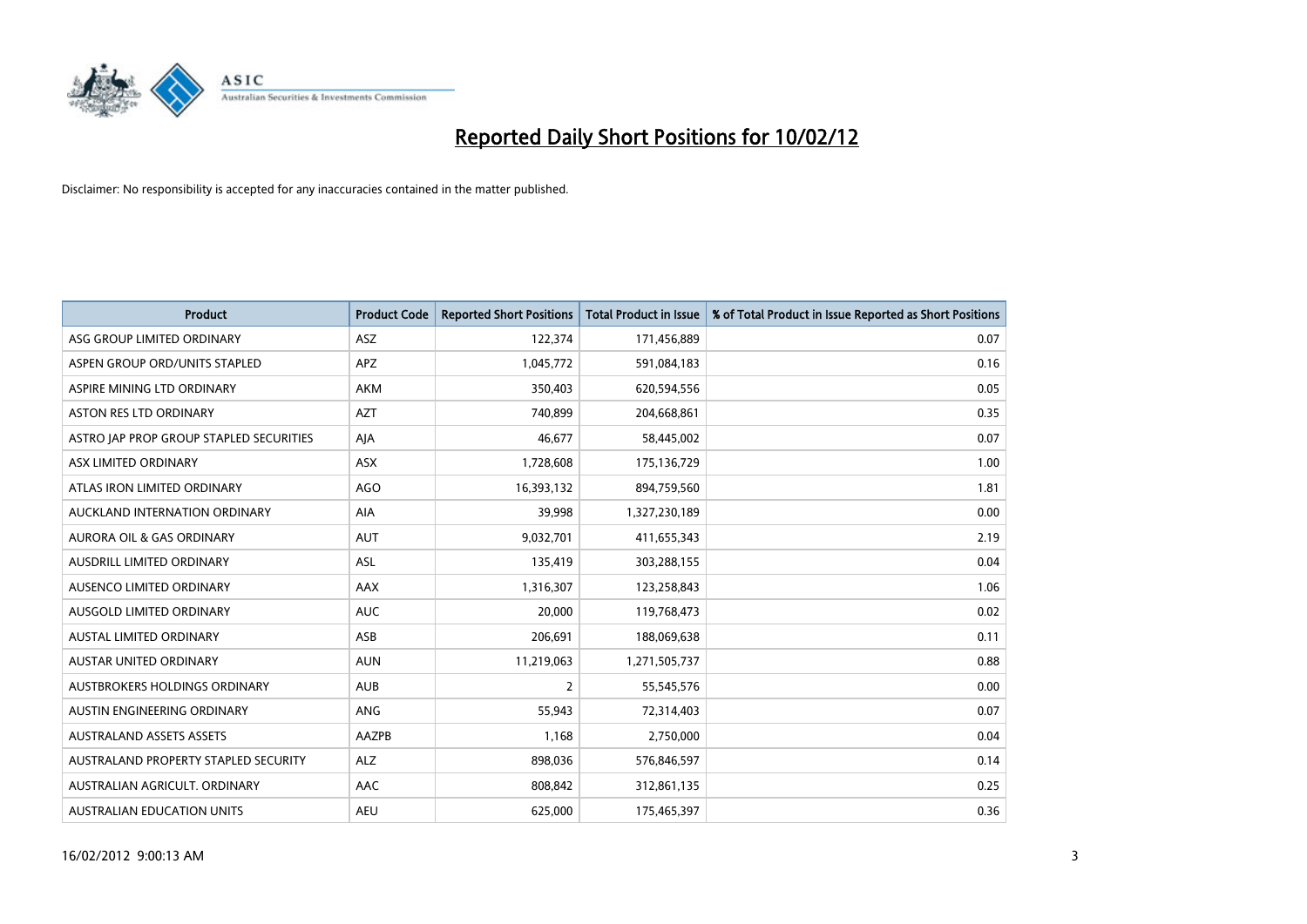# Reported Daily Short Positions for 10/02/12

Disclaimer: No responsibility is accepted for any inaccuracies contained in the matter published.

| Product | Product Code | Reported Short Positions | Total Product in Issue | % of Total Product in Issue Reported as Short Positions |
|---|---|---|---|---|
| ASG GROUP LIMITED ORDINARY | ASZ | 122,374 | 171,456,889 | 0.07 |
| ASPEN GROUP ORD/UNITS STAPLED | APZ | 1,045,772 | 591,084,183 | 0.16 |
| ASPIRE MINING LTD ORDINARY | AKM | 350,403 | 620,594,556 | 0.05 |
| ASTON RES LTD ORDINARY | AZT | 740,899 | 204,668,861 | 0.35 |
| ASTRO JAP PROP GROUP STAPLED SECURITIES | AJA | 46,677 | 58,445,002 | 0.07 |
| ASX LIMITED ORDINARY | ASX | 1,728,608 | 175,136,729 | 1.00 |
| ATLAS IRON LIMITED ORDINARY | AGO | 16,393,132 | 894,759,560 | 1.81 |
| AUCKLAND INTERNATION ORDINARY | AIA | 39,998 | 1,327,230,189 | 0.00 |
| AURORA OIL & GAS ORDINARY | AUT | 9,032,701 | 411,655,343 | 2.19 |
| AUSDRILL LIMITED ORDINARY | ASL | 135,419 | 303,288,155 | 0.04 |
| AUSENCO LIMITED ORDINARY | AAX | 1,316,307 | 123,258,843 | 1.06 |
| AUSGOLD LIMITED ORDINARY | AUC | 20,000 | 119,768,473 | 0.02 |
| AUSTAL LIMITED ORDINARY | ASB | 206,691 | 188,069,638 | 0.11 |
| AUSTAR UNITED ORDINARY | AUN | 11,219,063 | 1,271,505,737 | 0.88 |
| AUSTBROKERS HOLDINGS ORDINARY | AUB | 2 | 55,545,576 | 0.00 |
| AUSTIN ENGINEERING ORDINARY | ANG | 55,943 | 72,314,403 | 0.07 |
| AUSTRALAND ASSETS ASSETS | AAZPB | 1,168 | 2,750,000 | 0.04 |
| AUSTRALAND PROPERTY STAPLED SECURITY | ALZ | 898,036 | 576,846,597 | 0.14 |
| AUSTRALIAN AGRICULT. ORDINARY | AAC | 808,842 | 312,861,135 | 0.25 |
| AUSTRALIAN EDUCATION UNITS | AEU | 625,000 | 175,465,397 | 0.36 |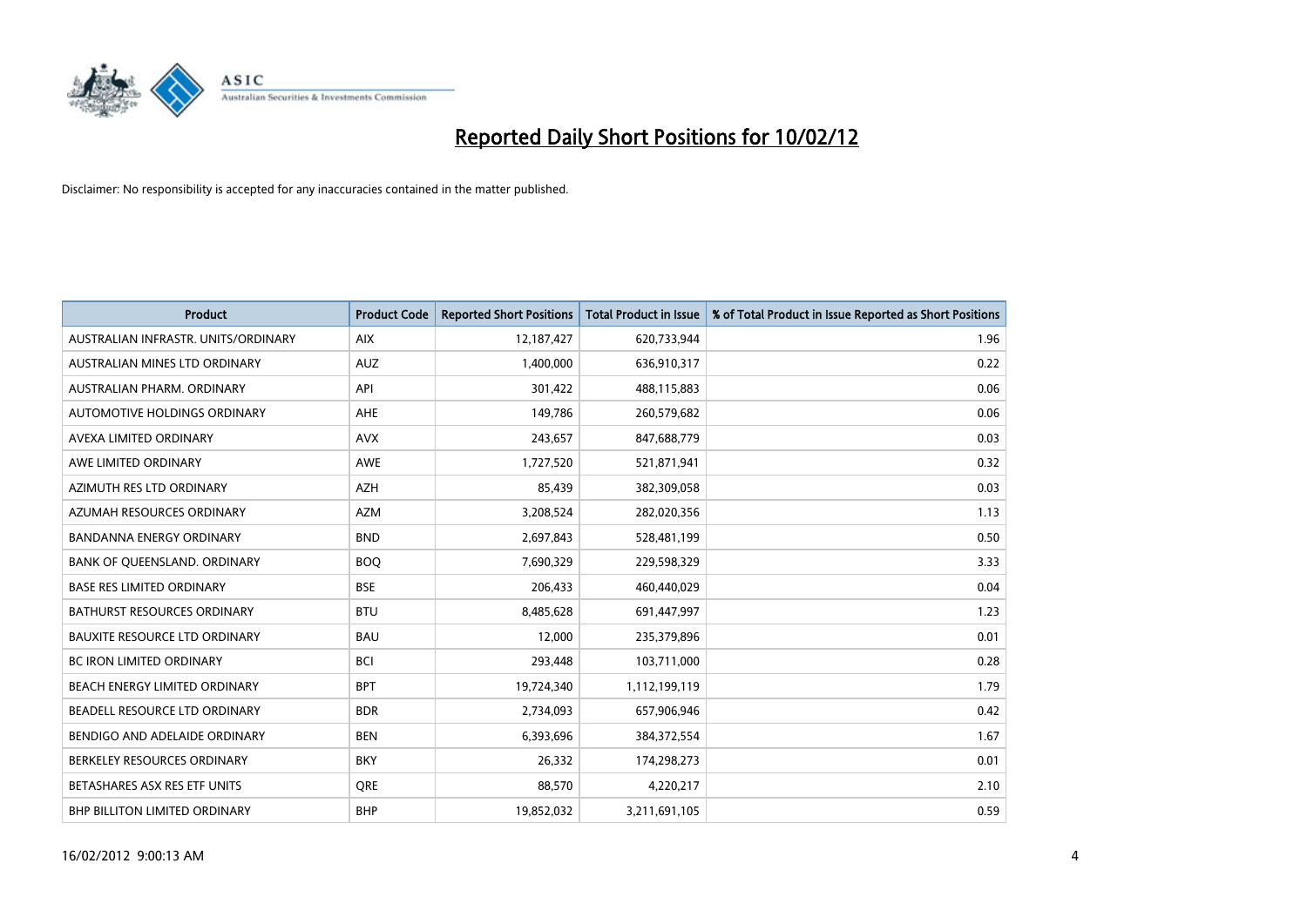# Reported Daily Short Positions for 10/02/12

Disclaimer: No responsibility is accepted for any inaccuracies contained in the matter published.

| Product | Product Code | Reported Short Positions | Total Product in Issue | % of Total Product in Issue Reported as Short Positions |
|---|---|---|---|---|
| AUSTRALIAN INFRASTR. UNITS/ORDINARY | AIX | 12,187,427 | 620,733,944 | 1.96 |
| AUSTRALIAN MINES LTD ORDINARY | AUZ | 1,400,000 | 636,910,317 | 0.22 |
| AUSTRALIAN PHARM. ORDINARY | API | 301,422 | 488,115,883 | 0.06 |
| AUTOMOTIVE HOLDINGS ORDINARY | AHE | 149,786 | 260,579,682 | 0.06 |
| AVEXA LIMITED ORDINARY | AVX | 243,657 | 847,688,779 | 0.03 |
| AWE LIMITED ORDINARY | AWE | 1,727,520 | 521,871,941 | 0.32 |
| AZIMUTH RES LTD ORDINARY | AZH | 85,439 | 382,309,058 | 0.03 |
| AZUMAH RESOURCES ORDINARY | AZM | 3,208,524 | 282,020,356 | 1.13 |
| BANDANNA ENERGY ORDINARY | BND | 2,697,843 | 528,481,199 | 0.50 |
| BANK OF QUEENSLAND. ORDINARY | BOQ | 7,690,329 | 229,598,329 | 3.33 |
| BASE RES LIMITED ORDINARY | BSE | 206,433 | 460,440,029 | 0.04 |
| BATHURST RESOURCES ORDINARY | BTU | 8,485,628 | 691,447,997 | 1.23 |
| BAUXITE RESOURCE LTD ORDINARY | BAU | 12,000 | 235,379,896 | 0.01 |
| BC IRON LIMITED ORDINARY | BCI | 293,448 | 103,711,000 | 0.28 |
| BEACH ENERGY LIMITED ORDINARY | BPT | 19,724,340 | 1,112,199,119 | 1.79 |
| BEADELL RESOURCE LTD ORDINARY | BDR | 2,734,093 | 657,906,946 | 0.42 |
| BENDIGO AND ADELAIDE ORDINARY | BEN | 6,393,696 | 384,372,554 | 1.67 |
| BERKELEY RESOURCES ORDINARY | BKY | 26,332 | 174,298,273 | 0.01 |
| BETASHARES ASX RES ETF UNITS | QRE | 88,570 | 4,220,217 | 2.10 |
| BHP BILLITON LIMITED ORDINARY | BHP | 19,852,032 | 3,211,691,105 | 0.59 |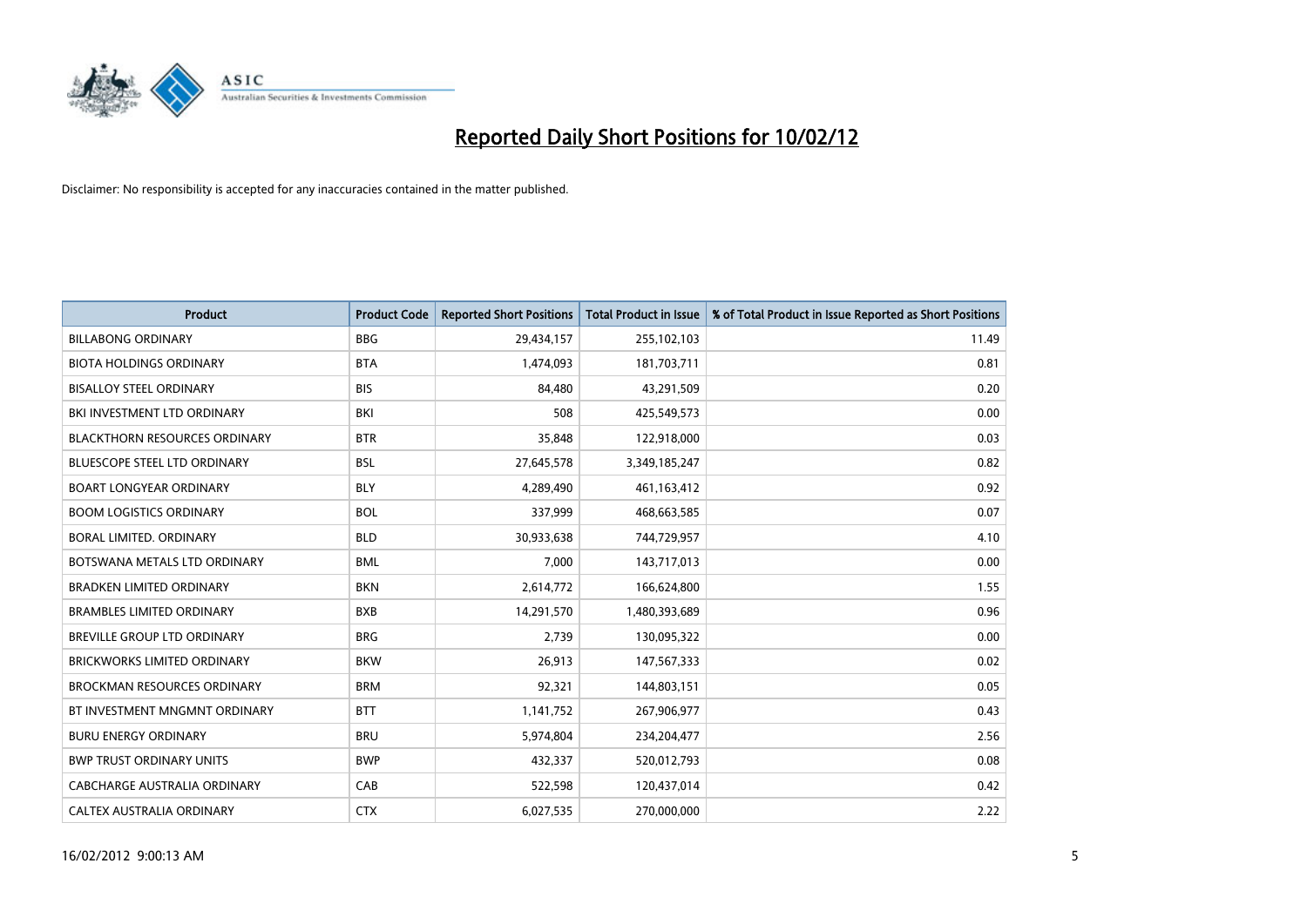# Reported Daily Short Positions for 10/02/12

Disclaimer: No responsibility is accepted for any inaccuracies contained in the matter published.

| Product | Product Code | Reported Short Positions | Total Product in Issue | % of Total Product in Issue Reported as Short Positions |
|---|---|---|---|---|
| BILLABONG ORDINARY | BBG | 29,434,157 | 255,102,103 | 11.49 |
| BIOTA HOLDINGS ORDINARY | BTA | 1,474,093 | 181,703,711 | 0.81 |
| BISALLOY STEEL ORDINARY | BIS | 84,480 | 43,291,509 | 0.20 |
| BKI INVESTMENT LTD ORDINARY | BKI | 508 | 425,549,573 | 0.00 |
| BLACKTHORN RESOURCES ORDINARY | BTR | 35,848 | 122,918,000 | 0.03 |
| BLUESCOPE STEEL LTD ORDINARY | BSL | 27,645,578 | 3,349,185,247 | 0.82 |
| BOART LONGYEAR ORDINARY | BLY | 4,289,490 | 461,163,412 | 0.92 |
| BOOM LOGISTICS ORDINARY | BOL | 337,999 | 468,663,585 | 0.07 |
| BORAL LIMITED. ORDINARY | BLD | 30,933,638 | 744,729,957 | 4.10 |
| BOTSWANA METALS LTD ORDINARY | BML | 7,000 | 143,717,013 | 0.00 |
| BRADKEN LIMITED ORDINARY | BKN | 2,614,772 | 166,624,800 | 1.55 |
| BRAMBLES LIMITED ORDINARY | BXB | 14,291,570 | 1,480,393,689 | 0.96 |
| BREVILLE GROUP LTD ORDINARY | BRG | 2,739 | 130,095,322 | 0.00 |
| BRICKWORKS LIMITED ORDINARY | BKW | 26,913 | 147,567,333 | 0.02 |
| BROCKMAN RESOURCES ORDINARY | BRM | 92,321 | 144,803,151 | 0.05 |
| BT INVESTMENT MNGMNT ORDINARY | BTT | 1,141,752 | 267,906,977 | 0.43 |
| BURU ENERGY ORDINARY | BRU | 5,974,804 | 234,204,477 | 2.56 |
| BWP TRUST ORDINARY UNITS | BWP | 432,337 | 520,012,793 | 0.08 |
| CABCHARGE AUSTRALIA ORDINARY | CAB | 522,598 | 120,437,014 | 0.42 |
| CALTEX AUSTRALIA ORDINARY | CTX | 6,027,535 | 270,000,000 | 2.22 |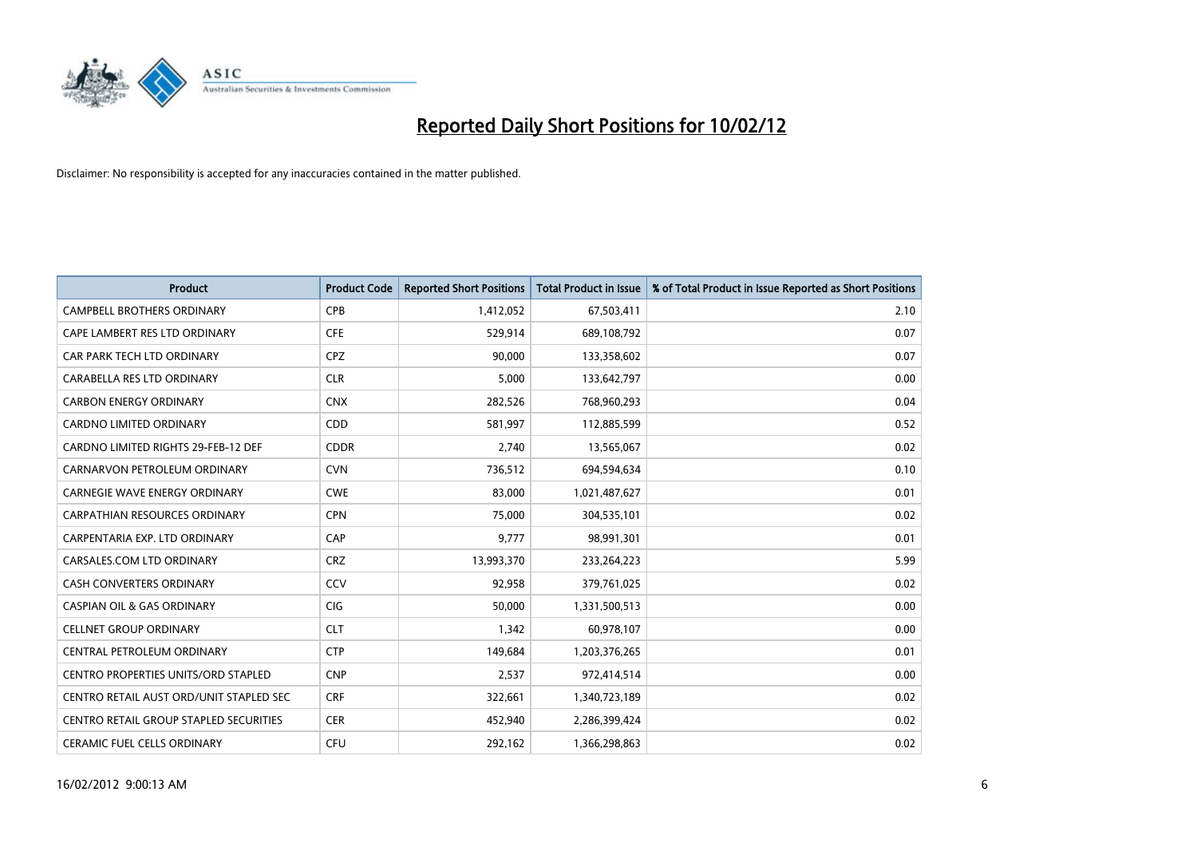# Reported Daily Short Positions for 10/02/12

Disclaimer: No responsibility is accepted for any inaccuracies contained in the matter published.

| Product | Product Code | Reported Short Positions | Total Product in Issue | % of Total Product in Issue Reported as Short Positions |
|---|---|---|---|---|
| CAMPBELL BROTHERS ORDINARY | CPB | 1,412,052 | 67,503,411 | 2.10 |
| CAPE LAMBERT RES LTD ORDINARY | CFE | 529,914 | 689,108,792 | 0.07 |
| CAR PARK TECH LTD ORDINARY | CPZ | 90,000 | 133,358,602 | 0.07 |
| CARABELLA RES LTD ORDINARY | CLR | 5,000 | 133,642,797 | 0.00 |
| CARBON ENERGY ORDINARY | CNX | 282,526 | 768,960,293 | 0.04 |
| CARDNO LIMITED ORDINARY | CDD | 581,997 | 112,885,599 | 0.52 |
| CARDNO LIMITED RIGHTS 29-FEB-12 DEF | CDDR | 2,740 | 13,565,067 | 0.02 |
| CARNARVON PETROLEUM ORDINARY | CVN | 736,512 | 694,594,634 | 0.10 |
| CARNEGIE WAVE ENERGY ORDINARY | CWE | 83,000 | 1,021,487,627 | 0.01 |
| CARPATHIAN RESOURCES ORDINARY | CPN | 75,000 | 304,535,101 | 0.02 |
| CARPENTARIA EXP. LTD ORDINARY | CAP | 9,777 | 98,991,301 | 0.01 |
| CARSALES.COM LTD ORDINARY | CRZ | 13,993,370 | 233,264,223 | 5.99 |
| CASH CONVERTERS ORDINARY | CCV | 92,958 | 379,761,025 | 0.02 |
| CASPIAN OIL & GAS ORDINARY | CIG | 50,000 | 1,331,500,513 | 0.00 |
| CELLNET GROUP ORDINARY | CLT | 1,342 | 60,978,107 | 0.00 |
| CENTRAL PETROLEUM ORDINARY | CTP | 149,684 | 1,203,376,265 | 0.01 |
| CENTRO PROPERTIES UNITS/ORD STAPLED | CNP | 2,537 | 972,414,514 | 0.00 |
| CENTRO RETAIL AUST ORD/UNIT STAPLED SEC | CRF | 322,661 | 1,340,723,189 | 0.02 |
| CENTRO RETAIL GROUP STAPLED SECURITIES | CER | 452,940 | 2,286,399,424 | 0.02 |
| CERAMIC FUEL CELLS ORDINARY | CFU | 292,162 | 1,366,298,863 | 0.02 |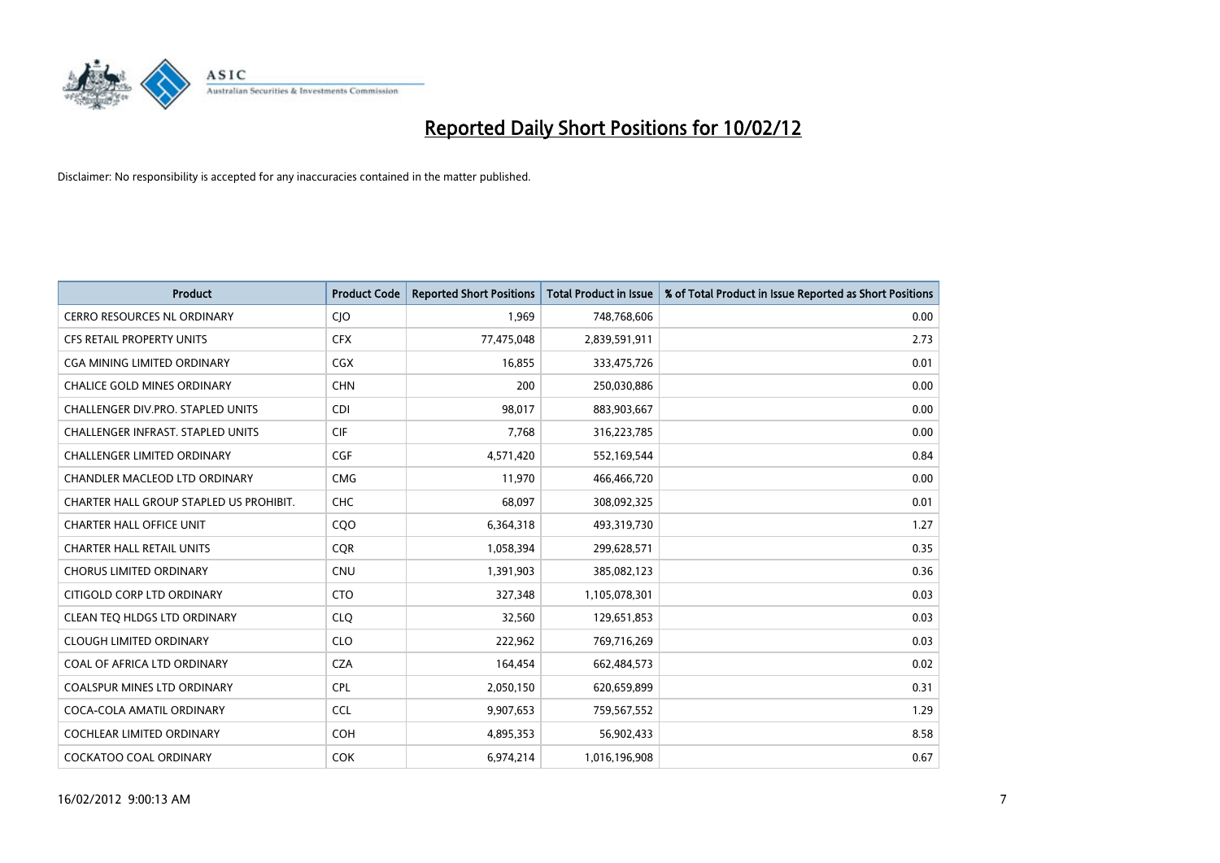# Reported Daily Short Positions for 10/02/12

Disclaimer: No responsibility is accepted for any inaccuracies contained in the matter published.

| Product | Product Code | Reported Short Positions | Total Product in Issue | % of Total Product in Issue Reported as Short Positions |
|---|---|---|---|---|
| CERRO RESOURCES NL ORDINARY | CJO | 1,969 | 748,768,606 | 0.00 |
| CFS RETAIL PROPERTY UNITS | CFX | 77,475,048 | 2,839,591,911 | 2.73 |
| CGA MINING LIMITED ORDINARY | CGX | 16,855 | 333,475,726 | 0.01 |
| CHALICE GOLD MINES ORDINARY | CHN | 200 | 250,030,886 | 0.00 |
| CHALLENGER DIV.PRO. STAPLED UNITS | CDI | 98,017 | 883,903,667 | 0.00 |
| CHALLENGER INFRAST. STAPLED UNITS | CIF | 7,768 | 316,223,785 | 0.00 |
| CHALLENGER LIMITED ORDINARY | CGF | 4,571,420 | 552,169,544 | 0.84 |
| CHANDLER MACLEOD LTD ORDINARY | CMG | 11,970 | 466,466,720 | 0.00 |
| CHARTER HALL GROUP STAPLED US PROHIBIT. | CHC | 68,097 | 308,092,325 | 0.01 |
| CHARTER HALL OFFICE UNIT | CQO | 6,364,318 | 493,319,730 | 1.27 |
| CHARTER HALL RETAIL UNITS | CQR | 1,058,394 | 299,628,571 | 0.35 |
| CHORUS LIMITED ORDINARY | CNU | 1,391,903 | 385,082,123 | 0.36 |
| CITIGOLD CORP LTD ORDINARY | CTO | 327,348 | 1,105,078,301 | 0.03 |
| CLEAN TEQ HLDGS LTD ORDINARY | CLQ | 32,560 | 129,651,853 | 0.03 |
| CLOUGH LIMITED ORDINARY | CLO | 222,962 | 769,716,269 | 0.03 |
| COAL OF AFRICA LTD ORDINARY | CZA | 164,454 | 662,484,573 | 0.02 |
| COALSPUR MINES LTD ORDINARY | CPL | 2,050,150 | 620,659,899 | 0.31 |
| COCA-COLA AMATIL ORDINARY | CCL | 9,907,653 | 759,567,552 | 1.29 |
| COCHLEAR LIMITED ORDINARY | COH | 4,895,353 | 56,902,433 | 8.58 |
| COCKATOO COAL ORDINARY | COK | 6,974,214 | 1,016,196,908 | 0.67 |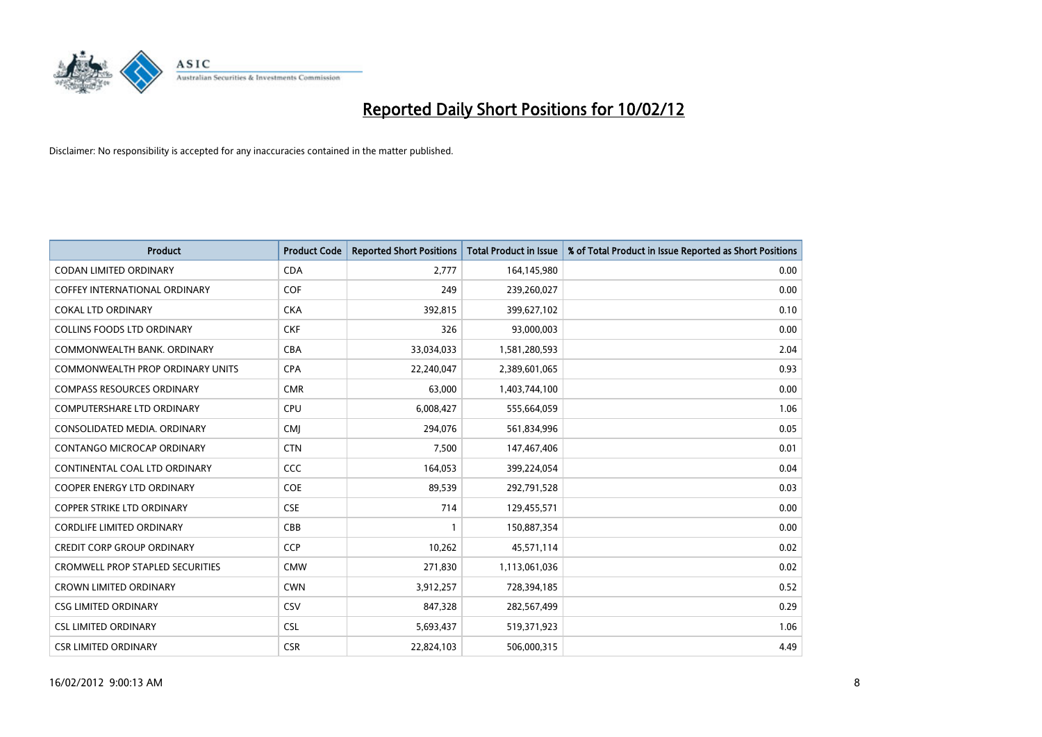# Reported Daily Short Positions for 10/02/12

Disclaimer: No responsibility is accepted for any inaccuracies contained in the matter published.

| Product | Product Code | Reported Short Positions | Total Product in Issue | % of Total Product in Issue Reported as Short Positions |
|---|---|---|---|---|
| CODAN LIMITED ORDINARY | CDA | 2,777 | 164,145,980 | 0.00 |
| COFFEY INTERNATIONAL ORDINARY | COF | 249 | 239,260,027 | 0.00 |
| COKAL LTD ORDINARY | CKA | 392,815 | 399,627,102 | 0.10 |
| COLLINS FOODS LTD ORDINARY | CKF | 326 | 93,000,003 | 0.00 |
| COMMONWEALTH BANK. ORDINARY | CBA | 33,034,033 | 1,581,280,593 | 2.04 |
| COMMONWEALTH PROP ORDINARY UNITS | CPA | 22,240,047 | 2,389,601,065 | 0.93 |
| COMPASS RESOURCES ORDINARY | CMR | 63,000 | 1,403,744,100 | 0.00 |
| COMPUTERSHARE LTD ORDINARY | CPU | 6,008,427 | 555,664,059 | 1.06 |
| CONSOLIDATED MEDIA. ORDINARY | CMJ | 294,076 | 561,834,996 | 0.05 |
| CONTANGO MICROCAP ORDINARY | CTN | 7,500 | 147,467,406 | 0.01 |
| CONTINENTAL COAL LTD ORDINARY | CCC | 164,053 | 399,224,054 | 0.04 |
| COOPER ENERGY LTD ORDINARY | COE | 89,539 | 292,791,528 | 0.03 |
| COPPER STRIKE LTD ORDINARY | CSE | 714 | 129,455,571 | 0.00 |
| CORDLIFE LIMITED ORDINARY | CBB | 1 | 150,887,354 | 0.00 |
| CREDIT CORP GROUP ORDINARY | CCP | 10,262 | 45,571,114 | 0.02 |
| CROMWELL PROP STAPLED SECURITIES | CMW | 271,830 | 1,113,061,036 | 0.02 |
| CROWN LIMITED ORDINARY | CWN | 3,912,257 | 728,394,185 | 0.52 |
| CSG LIMITED ORDINARY | CSV | 847,328 | 282,567,499 | 0.29 |
| CSL LIMITED ORDINARY | CSL | 5,693,437 | 519,371,923 | 1.06 |
| CSR LIMITED ORDINARY | CSR | 22,824,103 | 506,000,315 | 4.49 |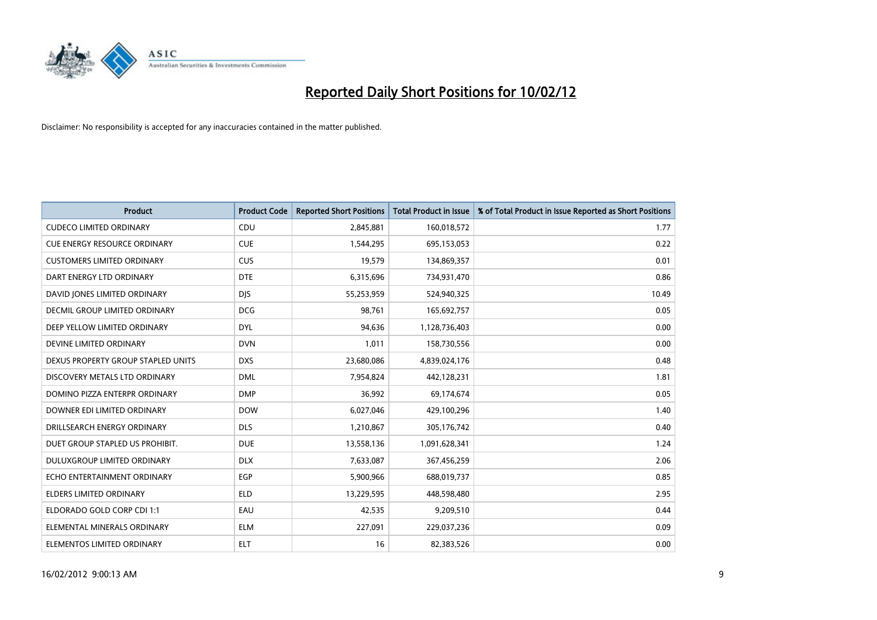# Reported Daily Short Positions for 10/02/12

Disclaimer: No responsibility is accepted for any inaccuracies contained in the matter published.

| Product | Product Code | Reported Short Positions | Total Product in Issue | % of Total Product in Issue Reported as Short Positions |
|---|---|---|---|---|
| CUDECO LIMITED ORDINARY | CDU | 2,845,881 | 160,018,572 | 1.77 |
| CUE ENERGY RESOURCE ORDINARY | CUE | 1,544,295 | 695,153,053 | 0.22 |
| CUSTOMERS LIMITED ORDINARY | CUS | 19,579 | 134,869,357 | 0.01 |
| DART ENERGY LTD ORDINARY | DTE | 6,315,696 | 734,931,470 | 0.86 |
| DAVID JONES LIMITED ORDINARY | DJS | 55,253,959 | 524,940,325 | 10.49 |
| DECMIL GROUP LIMITED ORDINARY | DCG | 98,761 | 165,692,757 | 0.05 |
| DEEP YELLOW LIMITED ORDINARY | DYL | 94,636 | 1,128,736,403 | 0.00 |
| DEVINE LIMITED ORDINARY | DVN | 1,011 | 158,730,556 | 0.00 |
| DEXUS PROPERTY GROUP STAPLED UNITS | DXS | 23,680,086 | 4,839,024,176 | 0.48 |
| DISCOVERY METALS LTD ORDINARY | DML | 7,954,824 | 442,128,231 | 1.81 |
| DOMINO PIZZA ENTERPR ORDINARY | DMP | 36,992 | 69,174,674 | 0.05 |
| DOWNER EDI LIMITED ORDINARY | DOW | 6,027,046 | 429,100,296 | 1.40 |
| DRILLSEARCH ENERGY ORDINARY | DLS | 1,210,867 | 305,176,742 | 0.40 |
| DUET GROUP STAPLED US PROHIBIT. | DUE | 13,558,136 | 1,091,628,341 | 1.24 |
| DULUXGROUP LIMITED ORDINARY | DLX | 7,633,087 | 367,456,259 | 2.06 |
| ECHO ENTERTAINMENT ORDINARY | EGP | 5,900,966 | 688,019,737 | 0.85 |
| ELDERS LIMITED ORDINARY | ELD | 13,229,595 | 448,598,480 | 2.95 |
| ELDORADO GOLD CORP CDI 1:1 | EAU | 42,535 | 9,209,510 | 0.44 |
| ELEMENTAL MINERALS ORDINARY | ELM | 227,091 | 229,037,236 | 0.09 |
| ELEMENTOS LIMITED ORDINARY | ELT | 16 | 82,383,526 | 0.00 |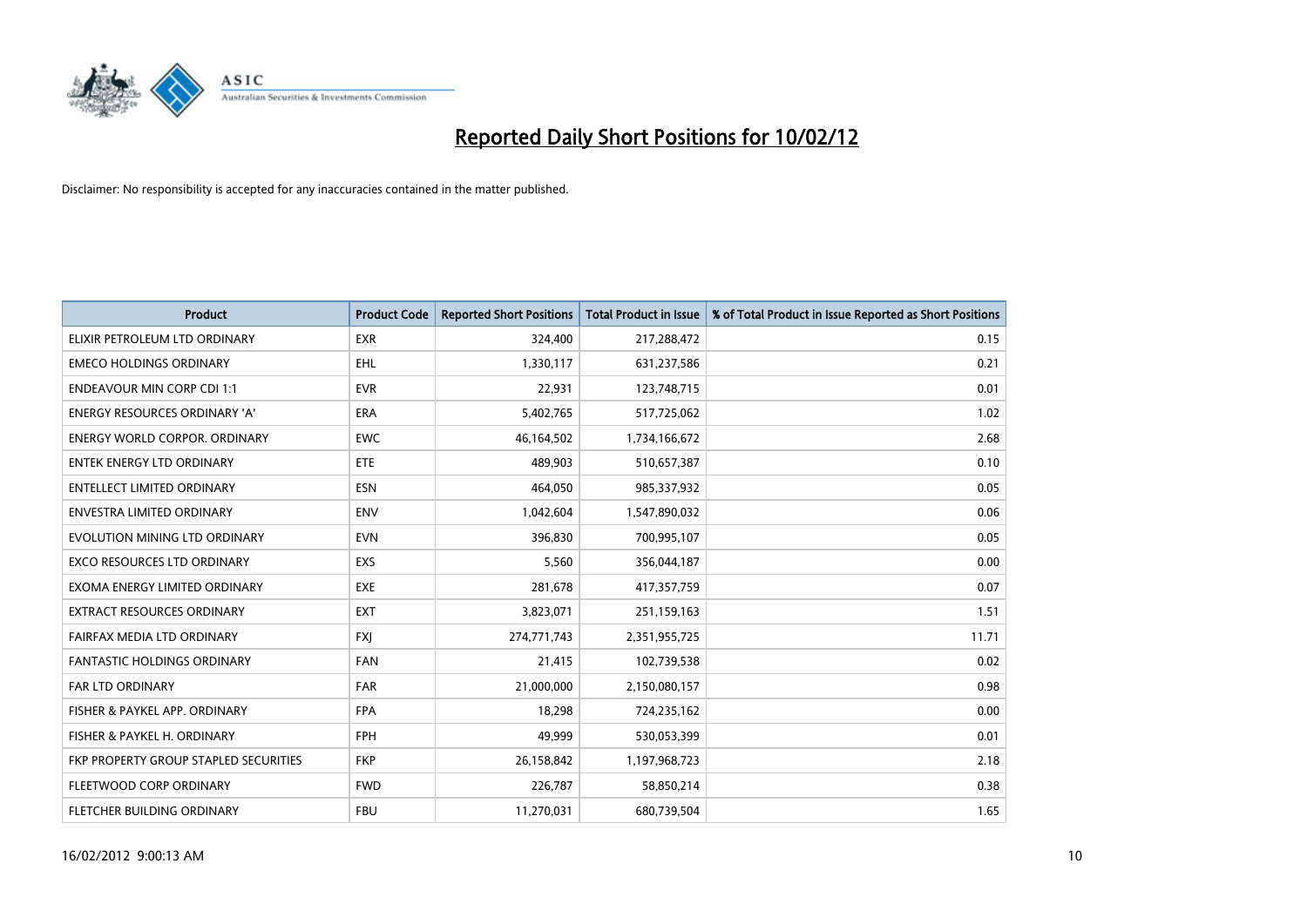# Reported Daily Short Positions for 10/02/12

Disclaimer: No responsibility is accepted for any inaccuracies contained in the matter published.

| Product | Product Code | Reported Short Positions | Total Product in Issue | % of Total Product in Issue Reported as Short Positions |
|---|---|---|---|---|
| ELIXIR PETROLEUM LTD ORDINARY | EXR | 324,400 | 217,288,472 | 0.15 |
| EMECO HOLDINGS ORDINARY | EHL | 1,330,117 | 631,237,586 | 0.21 |
| ENDEAVOUR MIN CORP CDI 1:1 | EVR | 22,931 | 123,748,715 | 0.01 |
| ENERGY RESOURCES ORDINARY 'A' | ERA | 5,402,765 | 517,725,062 | 1.02 |
| ENERGY WORLD CORPOR. ORDINARY | EWC | 46,164,502 | 1,734,166,672 | 2.68 |
| ENTEK ENERGY LTD ORDINARY | ETE | 489,903 | 510,657,387 | 0.10 |
| ENTELLECT LIMITED ORDINARY | ESN | 464,050 | 985,337,932 | 0.05 |
| ENVESTRA LIMITED ORDINARY | ENV | 1,042,604 | 1,547,890,032 | 0.06 |
| EVOLUTION MINING LTD ORDINARY | EVN | 396,830 | 700,995,107 | 0.05 |
| EXCO RESOURCES LTD ORDINARY | EXS | 5,560 | 356,044,187 | 0.00 |
| EXOMA ENERGY LIMITED ORDINARY | EXE | 281,678 | 417,357,759 | 0.07 |
| EXTRACT RESOURCES ORDINARY | EXT | 3,823,071 | 251,159,163 | 1.51 |
| FAIRFAX MEDIA LTD ORDINARY | FXJ | 274,771,743 | 2,351,955,725 | 11.71 |
| FANTASTIC HOLDINGS ORDINARY | FAN | 21,415 | 102,739,538 | 0.02 |
| FAR LTD ORDINARY | FAR | 21,000,000 | 2,150,080,157 | 0.98 |
| FISHER & PAYKEL APP. ORDINARY | FPA | 18,298 | 724,235,162 | 0.00 |
| FISHER & PAYKEL H. ORDINARY | FPH | 49,999 | 530,053,399 | 0.01 |
| FKP PROPERTY GROUP STAPLED SECURITIES | FKP | 26,158,842 | 1,197,968,723 | 2.18 |
| FLEETWOOD CORP ORDINARY | FWD | 226,787 | 58,850,214 | 0.38 |
| FLETCHER BUILDING ORDINARY | FBU | 11,270,031 | 680,739,504 | 1.65 |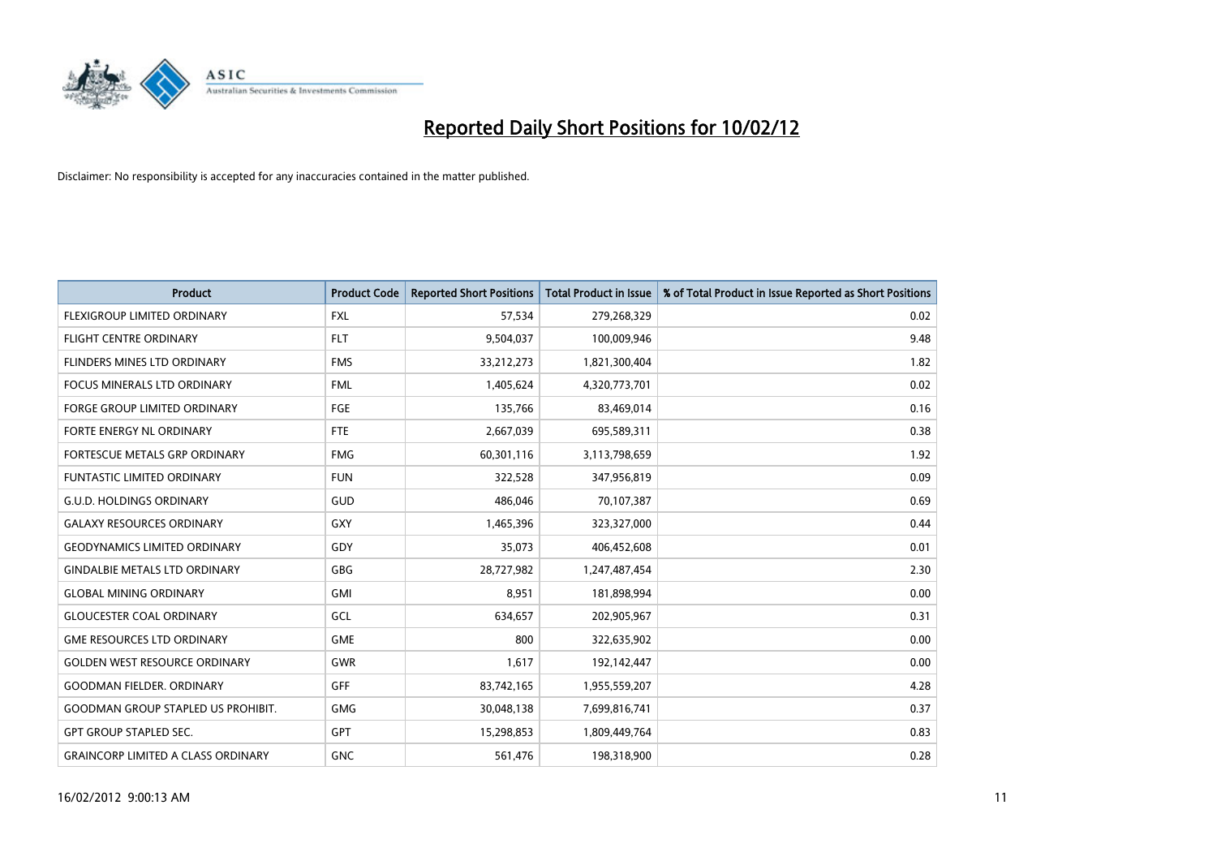# Reported Daily Short Positions for 10/02/12

Disclaimer: No responsibility is accepted for any inaccuracies contained in the matter published.

| Product | Product Code | Reported Short Positions | Total Product in Issue | % of Total Product in Issue Reported as Short Positions |
|---|---|---|---|---|
| FLEXIGROUP LIMITED ORDINARY | FXL | 57,534 | 279,268,329 | 0.02 |
| FLIGHT CENTRE ORDINARY | FLT | 9,504,037 | 100,009,946 | 9.48 |
| FLINDERS MINES LTD ORDINARY | FMS | 33,212,273 | 1,821,300,404 | 1.82 |
| FOCUS MINERALS LTD ORDINARY | FML | 1,405,624 | 4,320,773,701 | 0.02 |
| FORGE GROUP LIMITED ORDINARY | FGE | 135,766 | 83,469,014 | 0.16 |
| FORTE ENERGY NL ORDINARY | FTE | 2,667,039 | 695,589,311 | 0.38 |
| FORTESCUE METALS GRP ORDINARY | FMG | 60,301,116 | 3,113,798,659 | 1.92 |
| FUNTASTIC LIMITED ORDINARY | FUN | 322,528 | 347,956,819 | 0.09 |
| G.U.D. HOLDINGS ORDINARY | GUD | 486,046 | 70,107,387 | 0.69 |
| GALAXY RESOURCES ORDINARY | GXY | 1,465,396 | 323,327,000 | 0.44 |
| GEODYNAMICS LIMITED ORDINARY | GDY | 35,073 | 406,452,608 | 0.01 |
| GINDALBIE METALS LTD ORDINARY | GBG | 28,727,982 | 1,247,487,454 | 2.30 |
| GLOBAL MINING ORDINARY | GMI | 8,951 | 181,898,994 | 0.00 |
| GLOUCESTER COAL ORDINARY | GCL | 634,657 | 202,905,967 | 0.31 |
| GME RESOURCES LTD ORDINARY | GME | 800 | 322,635,902 | 0.00 |
| GOLDEN WEST RESOURCE ORDINARY | GWR | 1,617 | 192,142,447 | 0.00 |
| GOODMAN FIELDER. ORDINARY | GFF | 83,742,165 | 1,955,559,207 | 4.28 |
| GOODMAN GROUP STAPLED US PROHIBIT. | GMG | 30,048,138 | 7,699,816,741 | 0.37 |
| GPT GROUP STAPLED SEC. | GPT | 15,298,853 | 1,809,449,764 | 0.83 |
| GRAINCORP LIMITED A CLASS ORDINARY | GNC | 561,476 | 198,318,900 | 0.28 |

16/02/2012 9:00:13 AM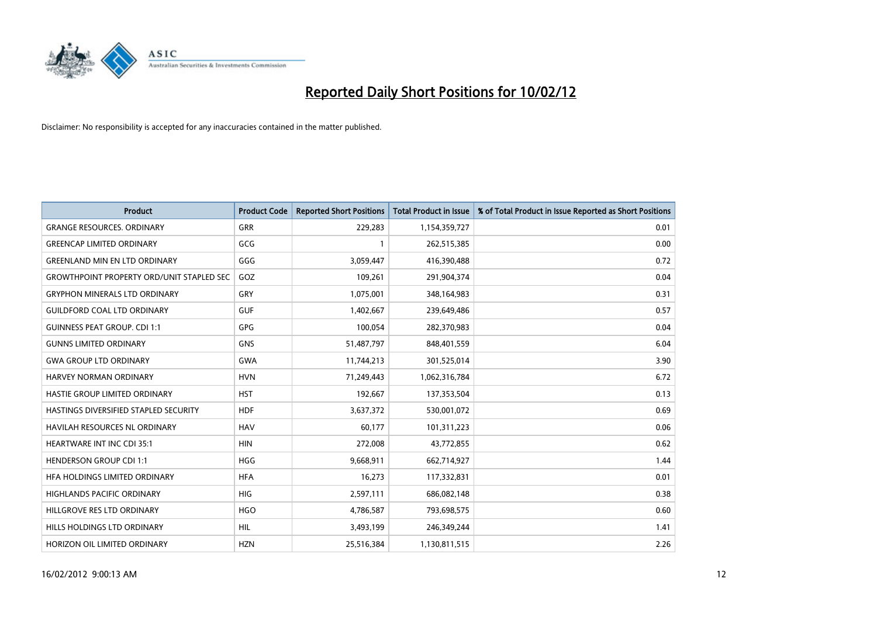# Reported Daily Short Positions for 10/02/12

Disclaimer: No responsibility is accepted for any inaccuracies contained in the matter published.

| Product | Product Code | Reported Short Positions | Total Product in Issue | % of Total Product in Issue Reported as Short Positions |
|---|---|---|---|---|
| GRANGE RESOURCES. ORDINARY | GRR | 229,283 | 1,154,359,727 | 0.01 |
| GREENCAP LIMITED ORDINARY | GCG | 1 | 262,515,385 | 0.00 |
| GREENLAND MIN EN LTD ORDINARY | GGG | 3,059,447 | 416,390,488 | 0.72 |
| GROWTHPOINT PROPERTY ORD/UNIT STAPLED SEC | GOZ | 109,261 | 291,904,374 | 0.04 |
| GRYPHON MINERALS LTD ORDINARY | GRY | 1,075,001 | 348,164,983 | 0.31 |
| GUILDFORD COAL LTD ORDINARY | GUF | 1,402,667 | 239,649,486 | 0.57 |
| GUINNESS PEAT GROUP. CDI 1:1 | GPG | 100,054 | 282,370,983 | 0.04 |
| GUNNS LIMITED ORDINARY | GNS | 51,487,797 | 848,401,559 | 6.04 |
| GWA GROUP LTD ORDINARY | GWA | 11,744,213 | 301,525,014 | 3.90 |
| HARVEY NORMAN ORDINARY | HVN | 71,249,443 | 1,062,316,784 | 6.72 |
| HASTIE GROUP LIMITED ORDINARY | HST | 192,667 | 137,353,504 | 0.13 |
| HASTINGS DIVERSIFIED STAPLED SECURITY | HDF | 3,637,372 | 530,001,072 | 0.69 |
| HAVILAH RESOURCES NL ORDINARY | HAV | 60,177 | 101,311,223 | 0.06 |
| HEARTWARE INT INC CDI 35:1 | HIN | 272,008 | 43,772,855 | 0.62 |
| HENDERSON GROUP CDI 1:1 | HGG | 9,668,911 | 662,714,927 | 1.44 |
| HFA HOLDINGS LIMITED ORDINARY | HFA | 16,273 | 117,332,831 | 0.01 |
| HIGHLANDS PACIFIC ORDINARY | HIG | 2,597,111 | 686,082,148 | 0.38 |
| HILLGROVE RES LTD ORDINARY | HGO | 4,786,587 | 793,698,575 | 0.60 |
| HILLS HOLDINGS LTD ORDINARY | HIL | 3,493,199 | 246,349,244 | 1.41 |
| HORIZON OIL LIMITED ORDINARY | HZN | 25,516,384 | 1,130,811,515 | 2.26 |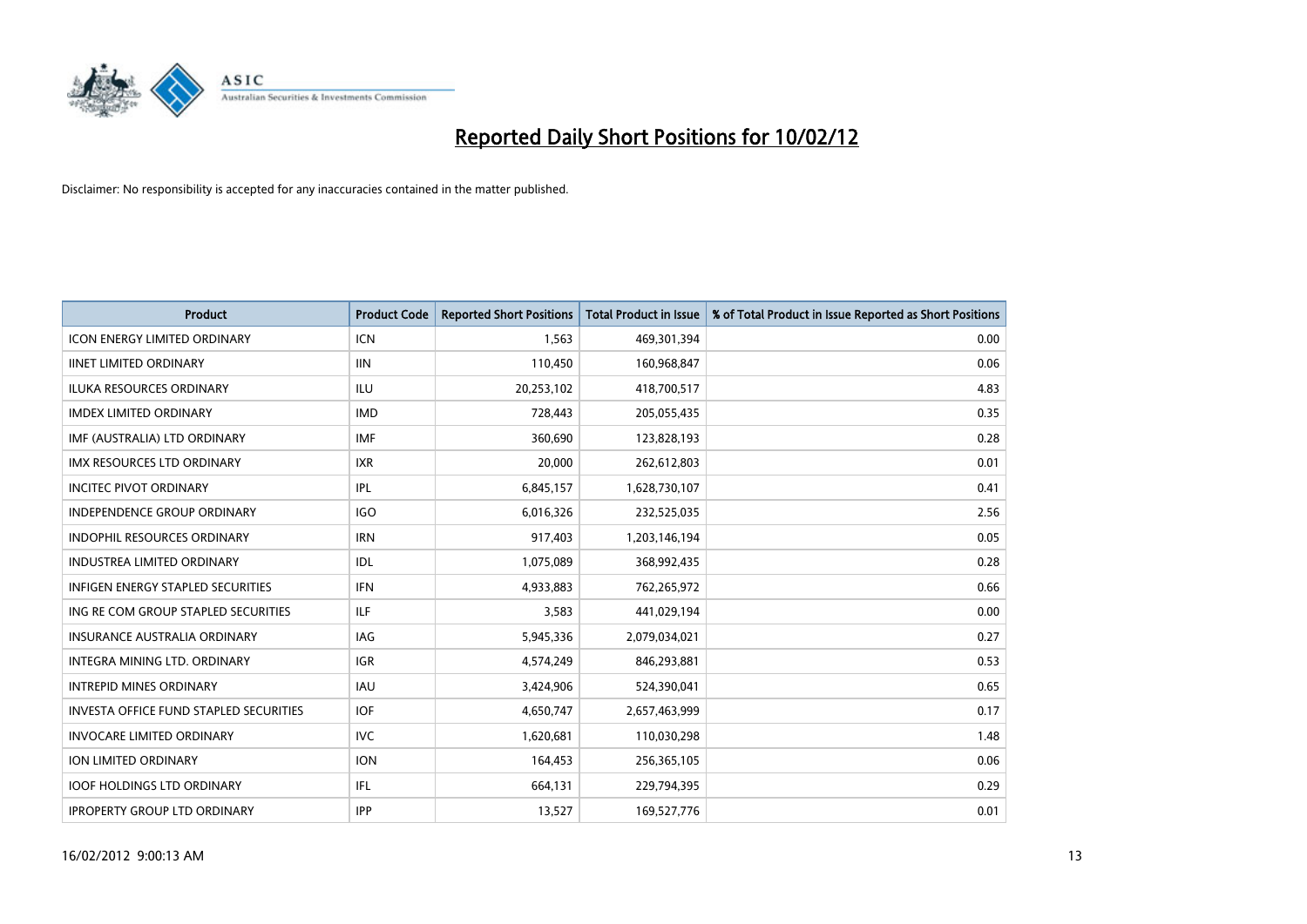# Reported Daily Short Positions for 10/02/12

Disclaimer: No responsibility is accepted for any inaccuracies contained in the matter published.

| Product | Product Code | Reported Short Positions | Total Product in Issue | % of Total Product in Issue Reported as Short Positions |
| --- | --- | --- | --- | --- |
| ICON ENERGY LIMITED ORDINARY | ICN | 1,563 | 469,301,394 | 0.00 |
| IINET LIMITED ORDINARY | IIN | 110,450 | 160,968,847 | 0.06 |
| ILUKA RESOURCES ORDINARY | ILU | 20,253,102 | 418,700,517 | 4.83 |
| IMDEX LIMITED ORDINARY | IMD | 728,443 | 205,055,435 | 0.35 |
| IMF (AUSTRALIA) LTD ORDINARY | IMF | 360,690 | 123,828,193 | 0.28 |
| IMX RESOURCES LTD ORDINARY | IXR | 20,000 | 262,612,803 | 0.01 |
| INCITEC PIVOT ORDINARY | IPL | 6,845,157 | 1,628,730,107 | 0.41 |
| INDEPENDENCE GROUP ORDINARY | IGO | 6,016,326 | 232,525,035 | 2.56 |
| INDOPHIL RESOURCES ORDINARY | IRN | 917,403 | 1,203,146,194 | 0.05 |
| INDUSTREA LIMITED ORDINARY | IDL | 1,075,089 | 368,992,435 | 0.28 |
| INFIGEN ENERGY STAPLED SECURITIES | IFN | 4,933,883 | 762,265,972 | 0.66 |
| ING RE COM GROUP STAPLED SECURITIES | ILF | 3,583 | 441,029,194 | 0.00 |
| INSURANCE AUSTRALIA ORDINARY | IAG | 5,945,336 | 2,079,034,021 | 0.27 |
| INTEGRA MINING LTD. ORDINARY | IGR | 4,574,249 | 846,293,881 | 0.53 |
| INTREPID MINES ORDINARY | IAU | 3,424,906 | 524,390,041 | 0.65 |
| INVESTA OFFICE FUND STAPLED SECURITIES | IOF | 4,650,747 | 2,657,463,999 | 0.17 |
| INVOCARE LIMITED ORDINARY | IVC | 1,620,681 | 110,030,298 | 1.48 |
| ION LIMITED ORDINARY | ION | 164,453 | 256,365,105 | 0.06 |
| IOOF HOLDINGS LTD ORDINARY | IFL | 664,131 | 229,794,395 | 0.29 |
| IPROPERTY GROUP LTD ORDINARY | IPP | 13,527 | 169,527,776 | 0.01 |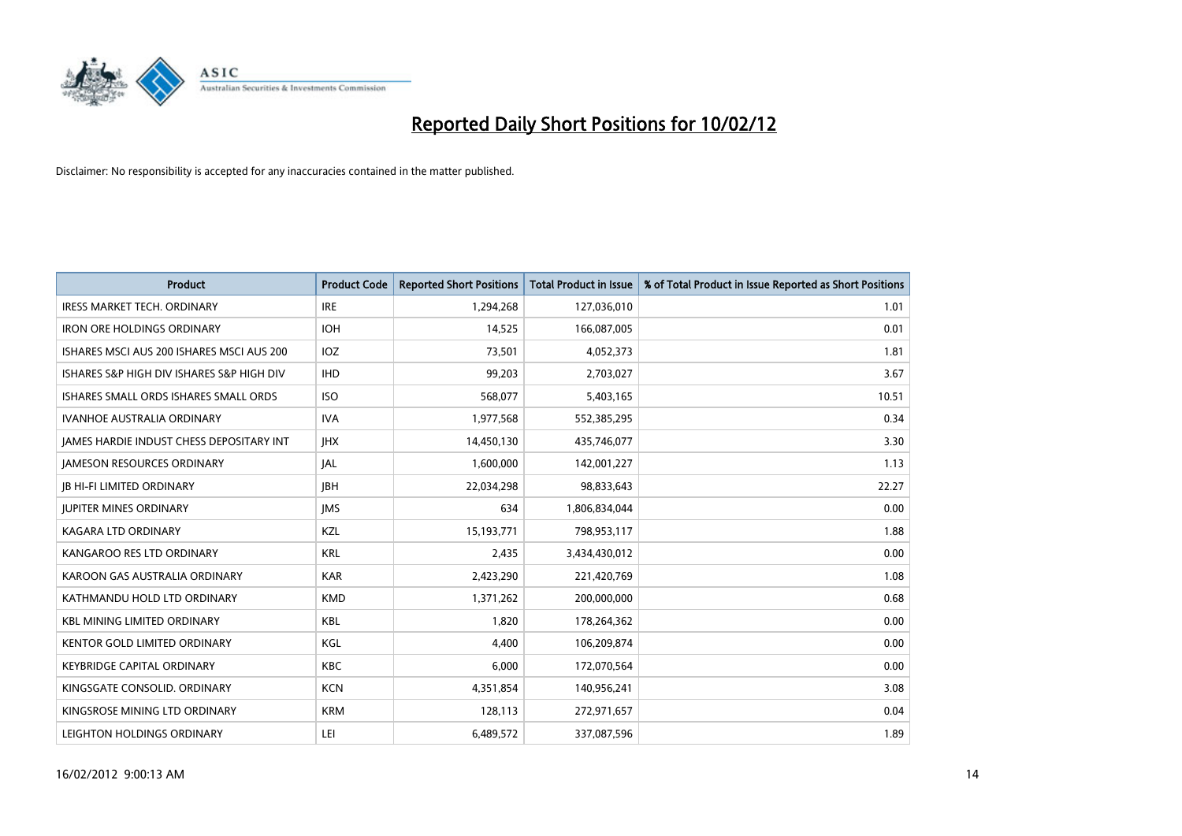# Reported Daily Short Positions for 10/02/12

Disclaimer: No responsibility is accepted for any inaccuracies contained in the matter published.

| Product | Product Code | Reported Short Positions | Total Product in Issue | % of Total Product in Issue Reported as Short Positions |
|---|---|---|---|---|
| IRESS MARKET TECH. ORDINARY | IRE | 1,294,268 | 127,036,010 | 1.01 |
| IRON ORE HOLDINGS ORDINARY | IOH | 14,525 | 166,087,005 | 0.01 |
| ISHARES MSCI AUS 200 ISHARES MSCI AUS 200 | IOZ | 73,501 | 4,052,373 | 1.81 |
| ISHARES S&P HIGH DIV ISHARES S&P HIGH DIV | IHD | 99,203 | 2,703,027 | 3.67 |
| ISHARES SMALL ORDS ISHARES SMALL ORDS | ISO | 568,077 | 5,403,165 | 10.51 |
| IVANHOE AUSTRALIA ORDINARY | IVA | 1,977,568 | 552,385,295 | 0.34 |
| JAMES HARDIE INDUST CHESS DEPOSITARY INT | JHX | 14,450,130 | 435,746,077 | 3.30 |
| JAMESON RESOURCES ORDINARY | JAL | 1,600,000 | 142,001,227 | 1.13 |
| JB HI-FI LIMITED ORDINARY | JBH | 22,034,298 | 98,833,643 | 22.27 |
| JUPITER MINES ORDINARY | JMS | 634 | 1,806,834,044 | 0.00 |
| KAGARA LTD ORDINARY | KZL | 15,193,771 | 798,953,117 | 1.88 |
| KANGAROO RES LTD ORDINARY | KRL | 2,435 | 3,434,430,012 | 0.00 |
| KAROON GAS AUSTRALIA ORDINARY | KAR | 2,423,290 | 221,420,769 | 1.08 |
| KATHMANDU HOLD LTD ORDINARY | KMD | 1,371,262 | 200,000,000 | 0.68 |
| KBL MINING LIMITED ORDINARY | KBL | 1,820 | 178,264,362 | 0.00 |
| KENTOR GOLD LIMITED ORDINARY | KGL | 4,400 | 106,209,874 | 0.00 |
| KEYBRIDGE CAPITAL ORDINARY | KBC | 6,000 | 172,070,564 | 0.00 |
| KINGSGATE CONSOLID. ORDINARY | KCN | 4,351,854 | 140,956,241 | 3.08 |
| KINGSROSE MINING LTD ORDINARY | KRM | 128,113 | 272,971,657 | 0.04 |
| LEIGHTON HOLDINGS ORDINARY | LEI | 6,489,572 | 337,087,596 | 1.89 |

16/02/2012 9:00:13 AM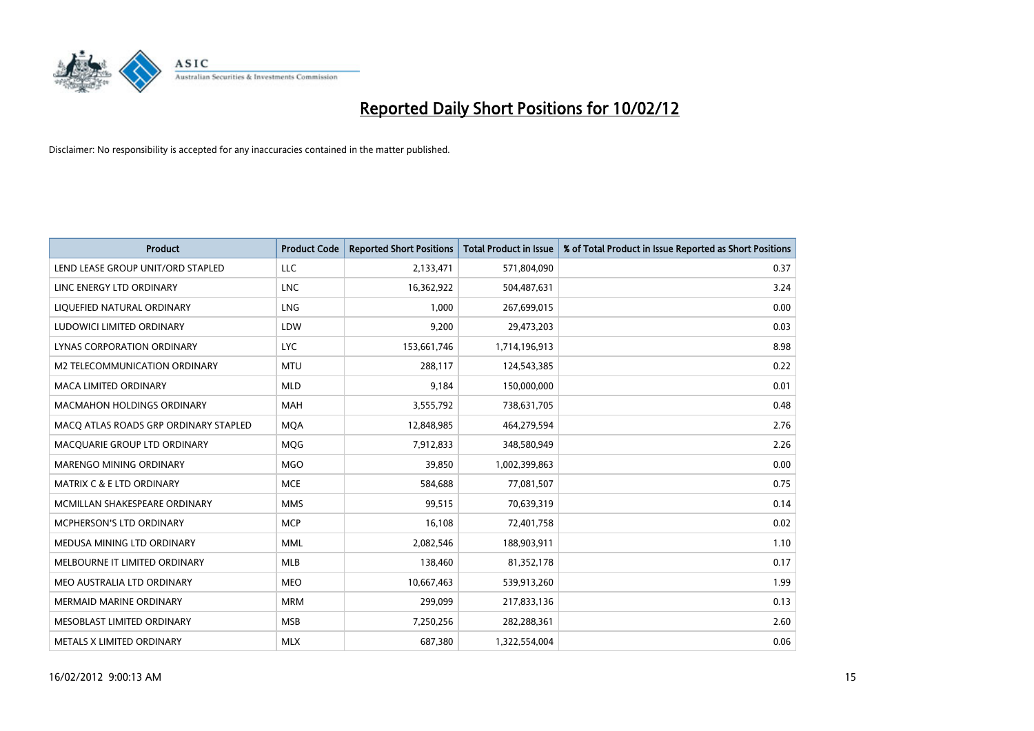# Reported Daily Short Positions for 10/02/12

Disclaimer: No responsibility is accepted for any inaccuracies contained in the matter published.

| Product | Product Code | Reported Short Positions | Total Product in Issue | % of Total Product in Issue Reported as Short Positions |
| --- | --- | --- | --- | --- |
| LEND LEASE GROUP UNIT/ORD STAPLED | LLC | 2,133,471 | 571,804,090 | 0.37 |
| LINC ENERGY LTD ORDINARY | LNC | 16,362,922 | 504,487,631 | 3.24 |
| LIQUEFIED NATURAL ORDINARY | LNG | 1,000 | 267,699,015 | 0.00 |
| LUDOWICI LIMITED ORDINARY | LDW | 9,200 | 29,473,203 | 0.03 |
| LYNAS CORPORATION ORDINARY | LYC | 153,661,746 | 1,714,196,913 | 8.98 |
| M2 TELECOMMUNICATION ORDINARY | MTU | 288,117 | 124,543,385 | 0.22 |
| MACA LIMITED ORDINARY | MLD | 9,184 | 150,000,000 | 0.01 |
| MACMAHON HOLDINGS ORDINARY | MAH | 3,555,792 | 738,631,705 | 0.48 |
| MACQ ATLAS ROADS GRP ORDINARY STAPLED | MQA | 12,848,985 | 464,279,594 | 2.76 |
| MACQUARIE GROUP LTD ORDINARY | MQG | 7,912,833 | 348,580,949 | 2.26 |
| MARENGO MINING ORDINARY | MGO | 39,850 | 1,002,399,863 | 0.00 |
| MATRIX C & E LTD ORDINARY | MCE | 584,688 | 77,081,507 | 0.75 |
| MCMILLAN SHAKESPEARE ORDINARY | MMS | 99,515 | 70,639,319 | 0.14 |
| MCPHERSON'S LTD ORDINARY | MCP | 16,108 | 72,401,758 | 0.02 |
| MEDUSA MINING LTD ORDINARY | MML | 2,082,546 | 188,903,911 | 1.10 |
| MELBOURNE IT LIMITED ORDINARY | MLB | 138,460 | 81,352,178 | 0.17 |
| MEO AUSTRALIA LTD ORDINARY | MEO | 10,667,463 | 539,913,260 | 1.99 |
| MERMAID MARINE ORDINARY | MRM | 299,099 | 217,833,136 | 0.13 |
| MESOBLAST LIMITED ORDINARY | MSB | 7,250,256 | 282,288,361 | 2.60 |
| METALS X LIMITED ORDINARY | MLX | 687,380 | 1,322,554,004 | 0.06 |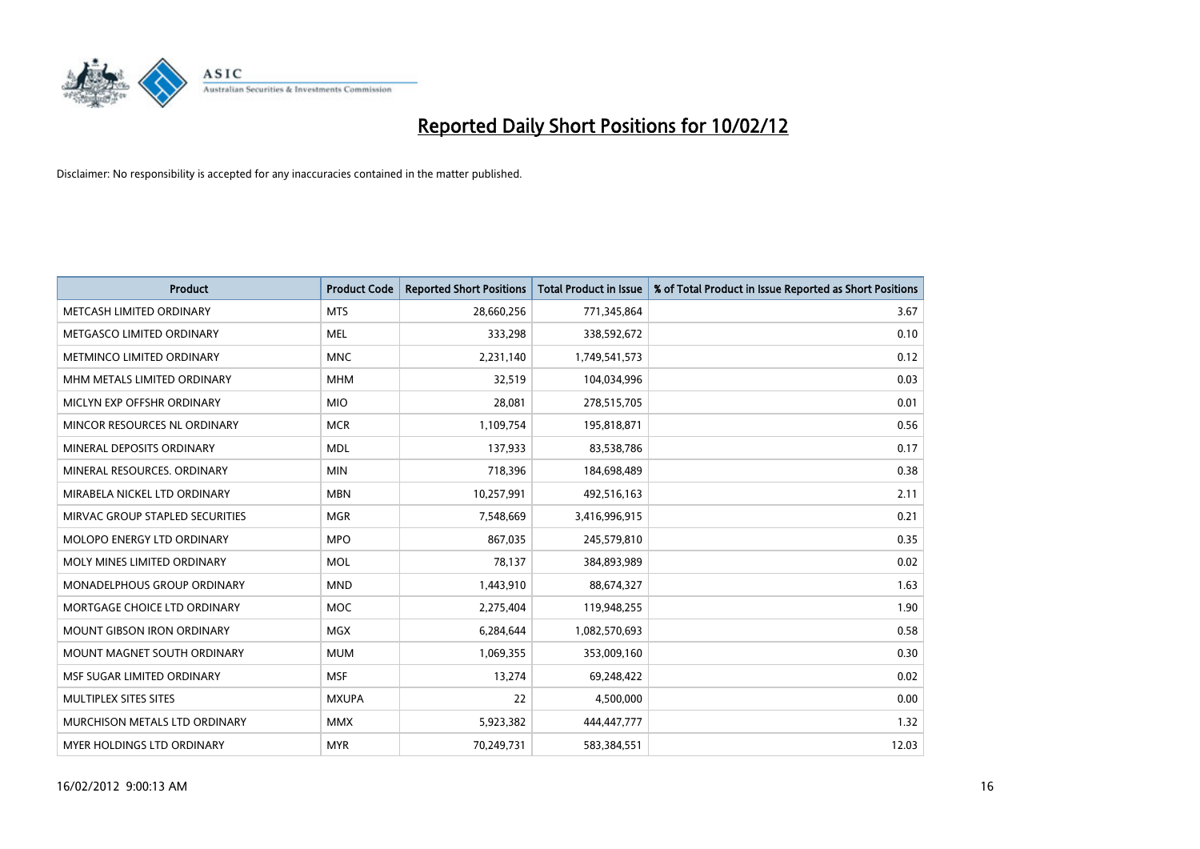# Reported Daily Short Positions for 10/02/12

Disclaimer: No responsibility is accepted for any inaccuracies contained in the matter published.

| Product | Product Code | Reported Short Positions | Total Product in Issue | % of Total Product in Issue Reported as Short Positions |
|---|---|---|---|---|
| METCASH LIMITED ORDINARY | MTS | 28,660,256 | 771,345,864 | 3.67 |
| METGASCO LIMITED ORDINARY | MEL | 333,298 | 338,592,672 | 0.10 |
| METMINCO LIMITED ORDINARY | MNC | 2,231,140 | 1,749,541,573 | 0.12 |
| MHM METALS LIMITED ORDINARY | MHM | 32,519 | 104,034,996 | 0.03 |
| MICLYN EXP OFFSHR ORDINARY | MIO | 28,081 | 278,515,705 | 0.01 |
| MINCOR RESOURCES NL ORDINARY | MCR | 1,109,754 | 195,818,871 | 0.56 |
| MINERAL DEPOSITS ORDINARY | MDL | 137,933 | 83,538,786 | 0.17 |
| MINERAL RESOURCES. ORDINARY | MIN | 718,396 | 184,698,489 | 0.38 |
| MIRABELA NICKEL LTD ORDINARY | MBN | 10,257,991 | 492,516,163 | 2.11 |
| MIRVAC GROUP STAPLED SECURITIES | MGR | 7,548,669 | 3,416,996,915 | 0.21 |
| MOLOPO ENERGY LTD ORDINARY | MPO | 867,035 | 245,579,810 | 0.35 |
| MOLY MINES LIMITED ORDINARY | MOL | 78,137 | 384,893,989 | 0.02 |
| MONADELPHOUS GROUP ORDINARY | MND | 1,443,910 | 88,674,327 | 1.63 |
| MORTGAGE CHOICE LTD ORDINARY | MOC | 2,275,404 | 119,948,255 | 1.90 |
| MOUNT GIBSON IRON ORDINARY | MGX | 6,284,644 | 1,082,570,693 | 0.58 |
| MOUNT MAGNET SOUTH ORDINARY | MUM | 1,069,355 | 353,009,160 | 0.30 |
| MSF SUGAR LIMITED ORDINARY | MSF | 13,274 | 69,248,422 | 0.02 |
| MULTIPLEX SITES SITES | MXUPA | 22 | 4,500,000 | 0.00 |
| MURCHISON METALS LTD ORDINARY | MMX | 5,923,382 | 444,447,777 | 1.32 |
| MYER HOLDINGS LTD ORDINARY | MYR | 70,249,731 | 583,384,551 | 12.03 |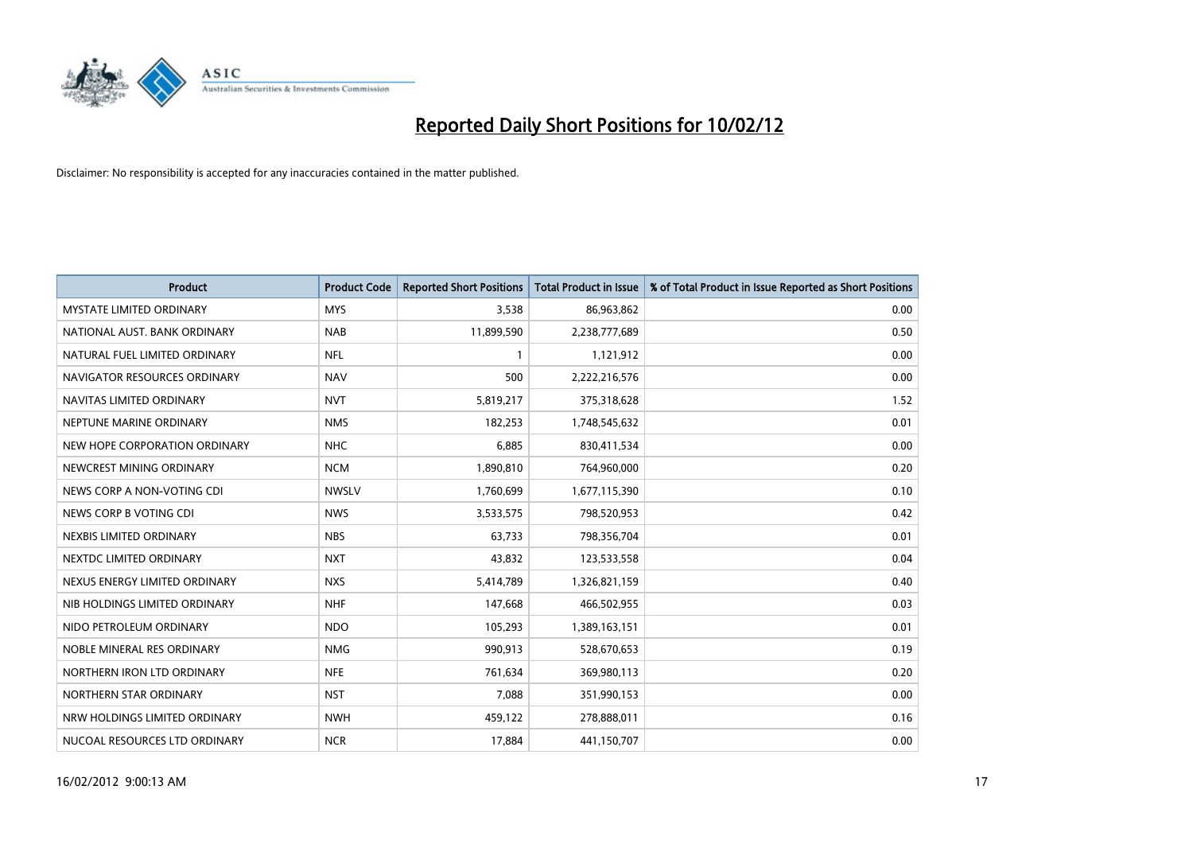# Reported Daily Short Positions for 10/02/12

Disclaimer: No responsibility is accepted for any inaccuracies contained in the matter published.

| Product | Product Code | Reported Short Positions | Total Product in Issue | % of Total Product in Issue Reported as Short Positions |
|---|---|---|---|---|
| MYSTATE LIMITED ORDINARY | MYS | 3,538 | 86,963,862 | 0.00 |
| NATIONAL AUST. BANK ORDINARY | NAB | 11,899,590 | 2,238,777,689 | 0.50 |
| NATURAL FUEL LIMITED ORDINARY | NFL | 1 | 1,121,912 | 0.00 |
| NAVIGATOR RESOURCES ORDINARY | NAV | 500 | 2,222,216,576 | 0.00 |
| NAVITAS LIMITED ORDINARY | NVT | 5,819,217 | 375,318,628 | 1.52 |
| NEPTUNE MARINE ORDINARY | NMS | 182,253 | 1,748,545,632 | 0.01 |
| NEW HOPE CORPORATION ORDINARY | NHC | 6,885 | 830,411,534 | 0.00 |
| NEWCREST MINING ORDINARY | NCM | 1,890,810 | 764,960,000 | 0.20 |
| NEWS CORP A NON-VOTING CDI | NWSLV | 1,760,699 | 1,677,115,390 | 0.10 |
| NEWS CORP B VOTING CDI | NWS | 3,533,575 | 798,520,953 | 0.42 |
| NEXBIS LIMITED ORDINARY | NBS | 63,733 | 798,356,704 | 0.01 |
| NEXTDC LIMITED ORDINARY | NXT | 43,832 | 123,533,558 | 0.04 |
| NEXUS ENERGY LIMITED ORDINARY | NXS | 5,414,789 | 1,326,821,159 | 0.40 |
| NIB HOLDINGS LIMITED ORDINARY | NHF | 147,668 | 466,502,955 | 0.03 |
| NIDO PETROLEUM ORDINARY | NDO | 105,293 | 1,389,163,151 | 0.01 |
| NOBLE MINERAL RES ORDINARY | NMG | 990,913 | 528,670,653 | 0.19 |
| NORTHERN IRON LTD ORDINARY | NFE | 761,634 | 369,980,113 | 0.20 |
| NORTHERN STAR ORDINARY | NST | 7,088 | 351,990,153 | 0.00 |
| NRW HOLDINGS LIMITED ORDINARY | NWH | 459,122 | 278,888,011 | 0.16 |
| NUCOAL RESOURCES LTD ORDINARY | NCR | 17,884 | 441,150,707 | 0.00 |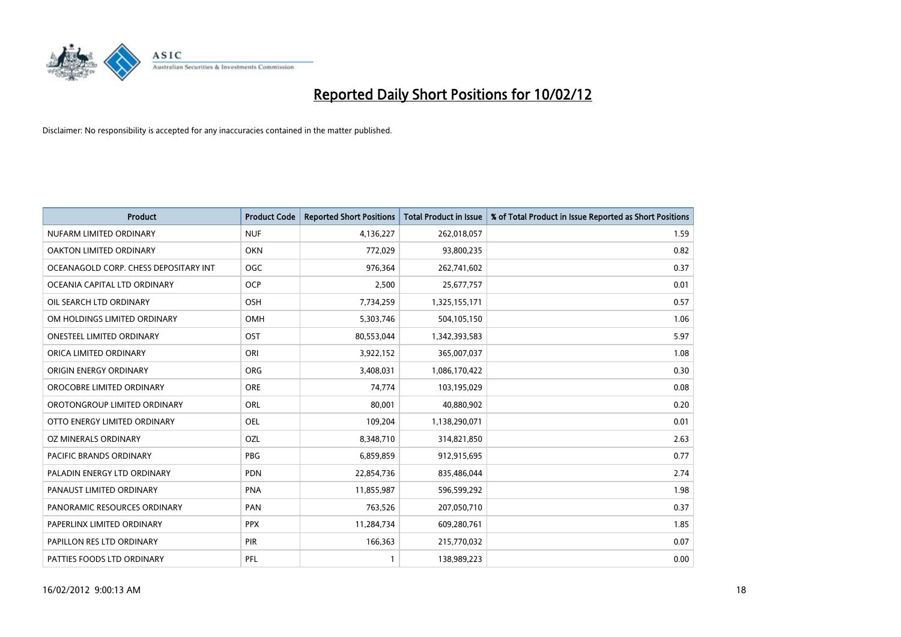# Reported Daily Short Positions for 10/02/12

Disclaimer: No responsibility is accepted for any inaccuracies contained in the matter published.

| Product | Product Code | Reported Short Positions | Total Product in Issue | % of Total Product in Issue Reported as Short Positions |
|---|---|---|---|---|
| NUFARM LIMITED ORDINARY | NUF | 4,136,227 | 262,018,057 | 1.59 |
| OAKTON LIMITED ORDINARY | OKN | 772,029 | 93,800,235 | 0.82 |
| OCEANAGOLD CORP. CHESS DEPOSITARY INT | OGC | 976,364 | 262,741,602 | 0.37 |
| OCEANIA CAPITAL LTD ORDINARY | OCP | 2,500 | 25,677,757 | 0.01 |
| OIL SEARCH LTD ORDINARY | OSH | 7,734,259 | 1,325,155,171 | 0.57 |
| OM HOLDINGS LIMITED ORDINARY | OMH | 5,303,746 | 504,105,150 | 1.06 |
| ONESTEEL LIMITED ORDINARY | OST | 80,553,044 | 1,342,393,583 | 5.97 |
| ORICA LIMITED ORDINARY | ORI | 3,922,152 | 365,007,037 | 1.08 |
| ORIGIN ENERGY ORDINARY | ORG | 3,408,031 | 1,086,170,422 | 0.30 |
| OROCOBRE LIMITED ORDINARY | ORE | 74,774 | 103,195,029 | 0.08 |
| OROTONGROUP LIMITED ORDINARY | ORL | 80,001 | 40,880,902 | 0.20 |
| OTTO ENERGY LIMITED ORDINARY | OEL | 109,204 | 1,138,290,071 | 0.01 |
| OZ MINERALS ORDINARY | OZL | 8,348,710 | 314,821,850 | 2.63 |
| PACIFIC BRANDS ORDINARY | PBG | 6,859,859 | 912,915,695 | 0.77 |
| PALADIN ENERGY LTD ORDINARY | PDN | 22,854,736 | 835,486,044 | 2.74 |
| PANAUST LIMITED ORDINARY | PNA | 11,855,987 | 596,599,292 | 1.98 |
| PANORAMIC RESOURCES ORDINARY | PAN | 763,526 | 207,050,710 | 0.37 |
| PAPERLINX LIMITED ORDINARY | PPX | 11,284,734 | 609,280,761 | 1.85 |
| PAPILLON RES LTD ORDINARY | PIR | 166,363 | 215,770,032 | 0.07 |
| PATTIES FOODS LTD ORDINARY | PFL | 1 | 138,989,223 | 0.00 |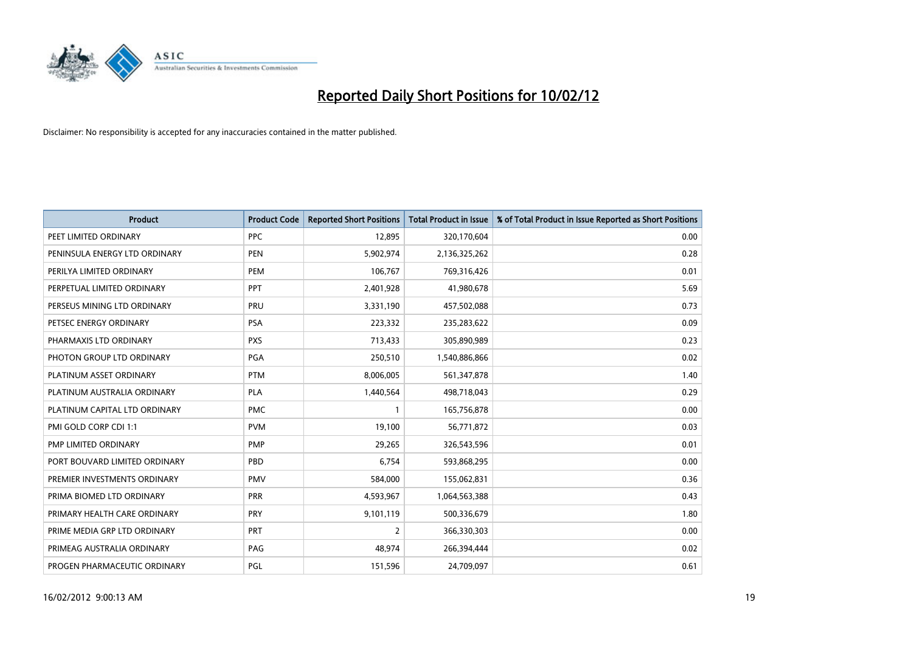# Reported Daily Short Positions for 10/02/12

Disclaimer: No responsibility is accepted for any inaccuracies contained in the matter published.

| Product | Product Code | Reported Short Positions | Total Product in Issue | % of Total Product in Issue Reported as Short Positions |
|---|---|---|---|---|
| PEET LIMITED ORDINARY | PPC | 12,895 | 320,170,604 | 0.00 |
| PENINSULA ENERGY LTD ORDINARY | PEN | 5,902,974 | 2,136,325,262 | 0.28 |
| PERILYA LIMITED ORDINARY | PEM | 106,767 | 769,316,426 | 0.01 |
| PERPETUAL LIMITED ORDINARY | PPT | 2,401,928 | 41,980,678 | 5.69 |
| PERSEUS MINING LTD ORDINARY | PRU | 3,331,190 | 457,502,088 | 0.73 |
| PETSEC ENERGY ORDINARY | PSA | 223,332 | 235,283,622 | 0.09 |
| PHARMAXIS LTD ORDINARY | PXS | 713,433 | 305,890,989 | 0.23 |
| PHOTON GROUP LTD ORDINARY | PGA | 250,510 | 1,540,886,866 | 0.02 |
| PLATINUM ASSET ORDINARY | PTM | 8,006,005 | 561,347,878 | 1.40 |
| PLATINUM AUSTRALIA ORDINARY | PLA | 1,440,564 | 498,718,043 | 0.29 |
| PLATINUM CAPITAL LTD ORDINARY | PMC | 1 | 165,756,878 | 0.00 |
| PMI GOLD CORP CDI 1:1 | PVM | 19,100 | 56,771,872 | 0.03 |
| PMP LIMITED ORDINARY | PMP | 29,265 | 326,543,596 | 0.01 |
| PORT BOUVARD LIMITED ORDINARY | PBD | 6,754 | 593,868,295 | 0.00 |
| PREMIER INVESTMENTS ORDINARY | PMV | 584,000 | 155,062,831 | 0.36 |
| PRIMA BIOMED LTD ORDINARY | PRR | 4,593,967 | 1,064,563,388 | 0.43 |
| PRIMARY HEALTH CARE ORDINARY | PRY | 9,101,119 | 500,336,679 | 1.80 |
| PRIME MEDIA GRP LTD ORDINARY | PRT | 2 | 366,330,303 | 0.00 |
| PRIMEAG AUSTRALIA ORDINARY | PAG | 48,974 | 266,394,444 | 0.02 |
| PROGEN PHARMACEUTIC ORDINARY | PGL | 151,596 | 24,709,097 | 0.61 |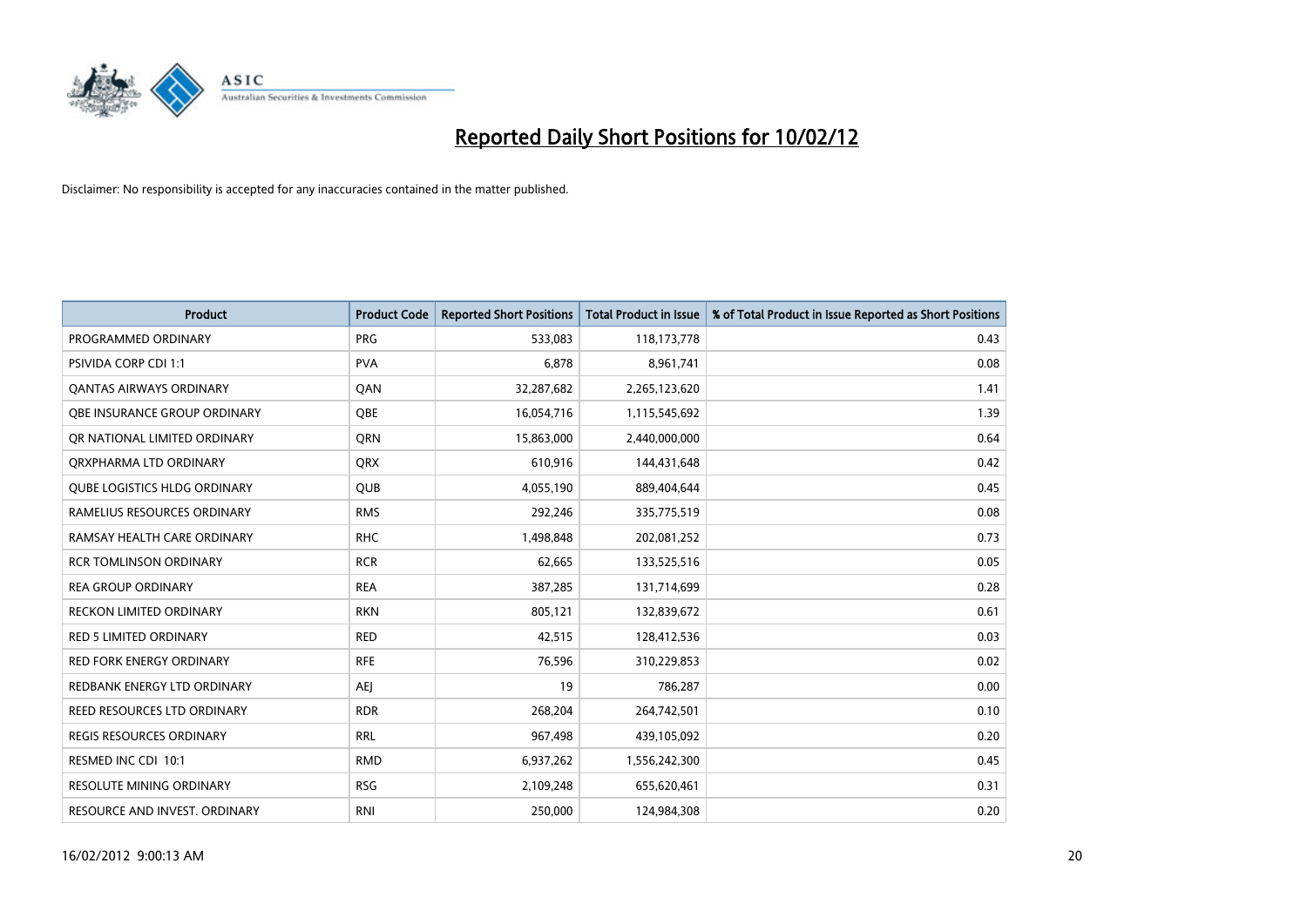# Reported Daily Short Positions for 10/02/12

Disclaimer: No responsibility is accepted for any inaccuracies contained in the matter published.

| Product | Product Code | Reported Short Positions | Total Product in Issue | % of Total Product in Issue Reported as Short Positions |
|---|---|---|---|---|
| PROGRAMMED ORDINARY | PRG | 533,083 | 118,173,778 | 0.43 |
| PSIVIDA CORP CDI 1:1 | PVA | 6,878 | 8,961,741 | 0.08 |
| QANTAS AIRWAYS ORDINARY | QAN | 32,287,682 | 2,265,123,620 | 1.41 |
| QBE INSURANCE GROUP ORDINARY | QBE | 16,054,716 | 1,115,545,692 | 1.39 |
| QR NATIONAL LIMITED ORDINARY | QRN | 15,863,000 | 2,440,000,000 | 0.64 |
| QRXPHARMA LTD ORDINARY | QRX | 610,916 | 144,431,648 | 0.42 |
| QUBE LOGISTICS HLDG ORDINARY | QUB | 4,055,190 | 889,404,644 | 0.45 |
| RAMELIUS RESOURCES ORDINARY | RMS | 292,246 | 335,775,519 | 0.08 |
| RAMSAY HEALTH CARE ORDINARY | RHC | 1,498,848 | 202,081,252 | 0.73 |
| RCR TOMLINSON ORDINARY | RCR | 62,665 | 133,525,516 | 0.05 |
| REA GROUP ORDINARY | REA | 387,285 | 131,714,699 | 0.28 |
| RECKON LIMITED ORDINARY | RKN | 805,121 | 132,839,672 | 0.61 |
| RED 5 LIMITED ORDINARY | RED | 42,515 | 128,412,536 | 0.03 |
| RED FORK ENERGY ORDINARY | RFE | 76,596 | 310,229,853 | 0.02 |
| REDBANK ENERGY LTD ORDINARY | AEJ | 19 | 786,287 | 0.00 |
| REED RESOURCES LTD ORDINARY | RDR | 268,204 | 264,742,501 | 0.10 |
| REGIS RESOURCES ORDINARY | RRL | 967,498 | 439,105,092 | 0.20 |
| RESMED INC CDI 10:1 | RMD | 6,937,262 | 1,556,242,300 | 0.45 |
| RESOLUTE MINING ORDINARY | RSG | 2,109,248 | 655,620,461 | 0.31 |
| RESOURCE AND INVEST. ORDINARY | RNI | 250,000 | 124,984,308 | 0.20 |

16/02/2012 9:00:13 AM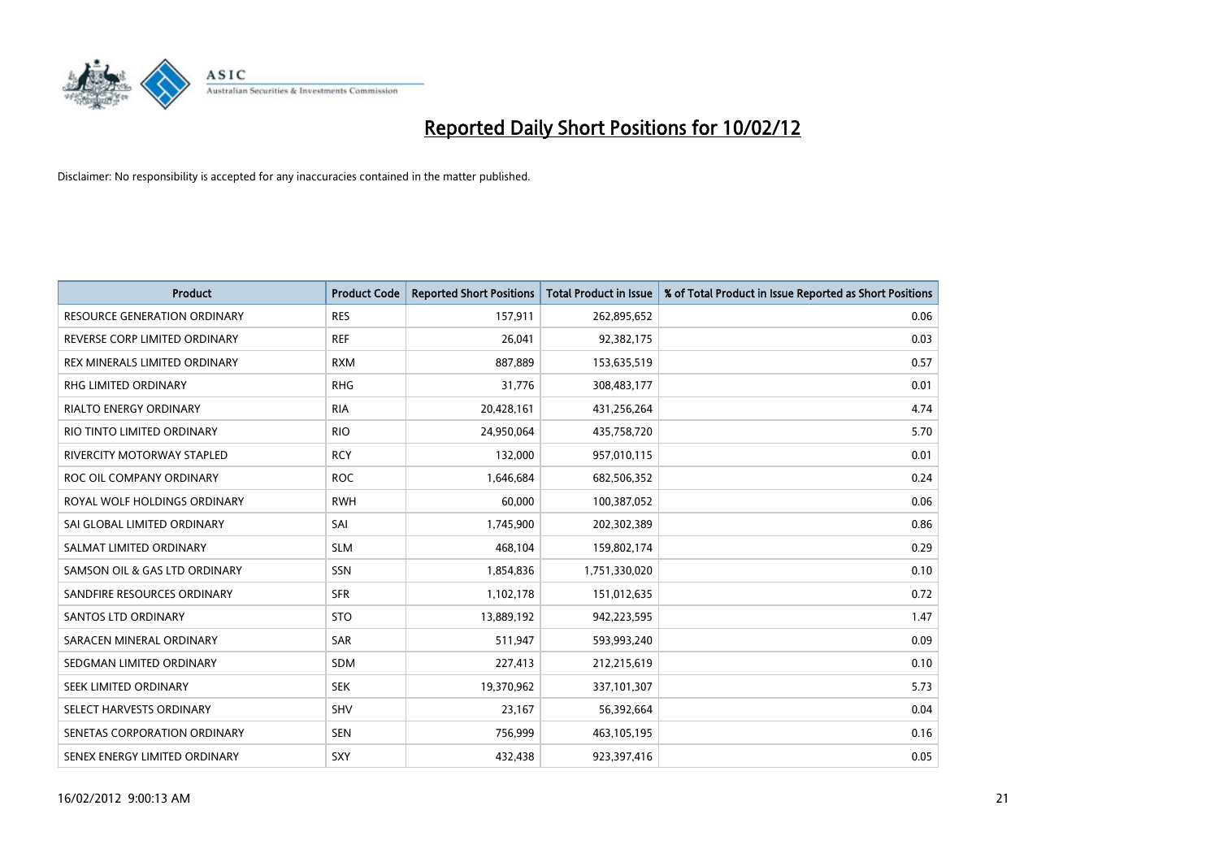# Reported Daily Short Positions for 10/02/12

Disclaimer: No responsibility is accepted for any inaccuracies contained in the matter published.

| Product | Product Code | Reported Short Positions | Total Product in Issue | % of Total Product in Issue Reported as Short Positions |
|---|---|---|---|---|
| RESOURCE GENERATION ORDINARY | RES | 157,911 | 262,895,652 | 0.06 |
| REVERSE CORP LIMITED ORDINARY | REF | 26,041 | 92,382,175 | 0.03 |
| REX MINERALS LIMITED ORDINARY | RXM | 887,889 | 153,635,519 | 0.57 |
| RHG LIMITED ORDINARY | RHG | 31,776 | 308,483,177 | 0.01 |
| RIALTO ENERGY ORDINARY | RIA | 20,428,161 | 431,256,264 | 4.74 |
| RIO TINTO LIMITED ORDINARY | RIO | 24,950,064 | 435,758,720 | 5.70 |
| RIVERCITY MOTORWAY STAPLED | RCY | 132,000 | 957,010,115 | 0.01 |
| ROC OIL COMPANY ORDINARY | ROC | 1,646,684 | 682,506,352 | 0.24 |
| ROYAL WOLF HOLDINGS ORDINARY | RWH | 60,000 | 100,387,052 | 0.06 |
| SAI GLOBAL LIMITED ORDINARY | SAI | 1,745,900 | 202,302,389 | 0.86 |
| SALMAT LIMITED ORDINARY | SLM | 468,104 | 159,802,174 | 0.29 |
| SAMSON OIL & GAS LTD ORDINARY | SSN | 1,854,836 | 1,751,330,020 | 0.10 |
| SANDFIRE RESOURCES ORDINARY | SFR | 1,102,178 | 151,012,635 | 0.72 |
| SANTOS LTD ORDINARY | STO | 13,889,192 | 942,223,595 | 1.47 |
| SARACEN MINERAL ORDINARY | SAR | 511,947 | 593,993,240 | 0.09 |
| SEDGMAN LIMITED ORDINARY | SDM | 227,413 | 212,215,619 | 0.10 |
| SEEK LIMITED ORDINARY | SEK | 19,370,962 | 337,101,307 | 5.73 |
| SELECT HARVESTS ORDINARY | SHV | 23,167 | 56,392,664 | 0.04 |
| SENETAS CORPORATION ORDINARY | SEN | 756,999 | 463,105,195 | 0.16 |
| SENEX ENERGY LIMITED ORDINARY | SXY | 432,438 | 923,397,416 | 0.05 |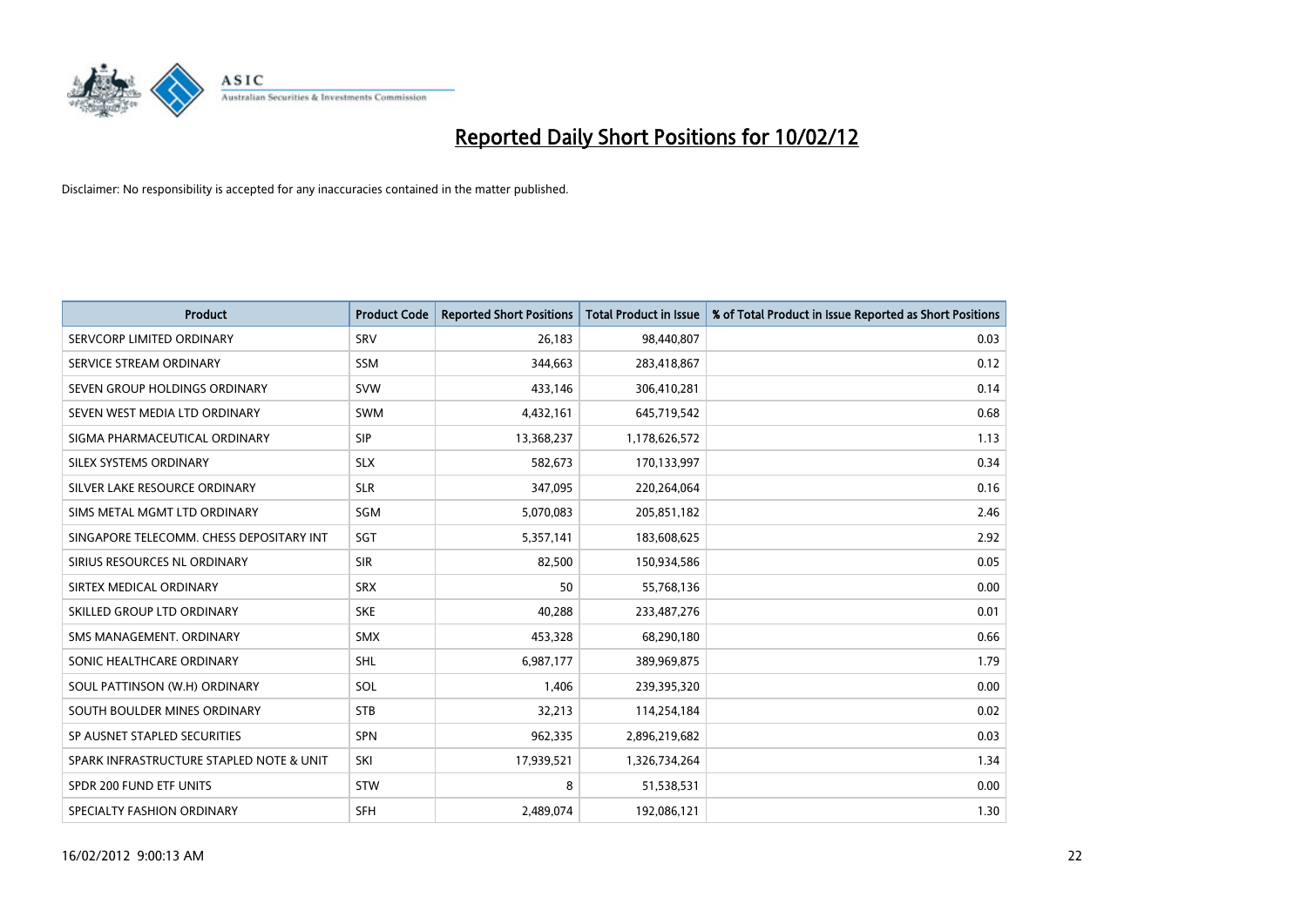# Reported Daily Short Positions for 10/02/12

Disclaimer: No responsibility is accepted for any inaccuracies contained in the matter published.

| Product | Product Code | Reported Short Positions | Total Product in Issue | % of Total Product in Issue Reported as Short Positions |
|---|---|---|---|---|
| SERVCORP LIMITED ORDINARY | SRV | 26,183 | 98,440,807 | 0.03 |
| SERVICE STREAM ORDINARY | SSM | 344,663 | 283,418,867 | 0.12 |
| SEVEN GROUP HOLDINGS ORDINARY | SVW | 433,146 | 306,410,281 | 0.14 |
| SEVEN WEST MEDIA LTD ORDINARY | SWM | 4,432,161 | 645,719,542 | 0.68 |
| SIGMA PHARMACEUTICAL ORDINARY | SIP | 13,368,237 | 1,178,626,572 | 1.13 |
| SILEX SYSTEMS ORDINARY | SLX | 582,673 | 170,133,997 | 0.34 |
| SILVER LAKE RESOURCE ORDINARY | SLR | 347,095 | 220,264,064 | 0.16 |
| SIMS METAL MGMT LTD ORDINARY | SGM | 5,070,083 | 205,851,182 | 2.46 |
| SINGAPORE TELECOMM. CHESS DEPOSITARY INT | SGT | 5,357,141 | 183,608,625 | 2.92 |
| SIRIUS RESOURCES NL ORDINARY | SIR | 82,500 | 150,934,586 | 0.05 |
| SIRTEX MEDICAL ORDINARY | SRX | 50 | 55,768,136 | 0.00 |
| SKILLED GROUP LTD ORDINARY | SKE | 40,288 | 233,487,276 | 0.01 |
| SMS MANAGEMENT. ORDINARY | SMX | 453,328 | 68,290,180 | 0.66 |
| SONIC HEALTHCARE ORDINARY | SHL | 6,987,177 | 389,969,875 | 1.79 |
| SOUL PATTINSON (W.H) ORDINARY | SOL | 1,406 | 239,395,320 | 0.00 |
| SOUTH BOULDER MINES ORDINARY | STB | 32,213 | 114,254,184 | 0.02 |
| SP AUSNET STAPLED SECURITIES | SPN | 962,335 | 2,896,219,682 | 0.03 |
| SPARK INFRASTRUCTURE STAPLED NOTE & UNIT | SKI | 17,939,521 | 1,326,734,264 | 1.34 |
| SPDR 200 FUND ETF UNITS | STW | 8 | 51,538,531 | 0.00 |
| SPECIALTY FASHION ORDINARY | SFH | 2,489,074 | 192,086,121 | 1.30 |

16/02/2012 9:00:13 AM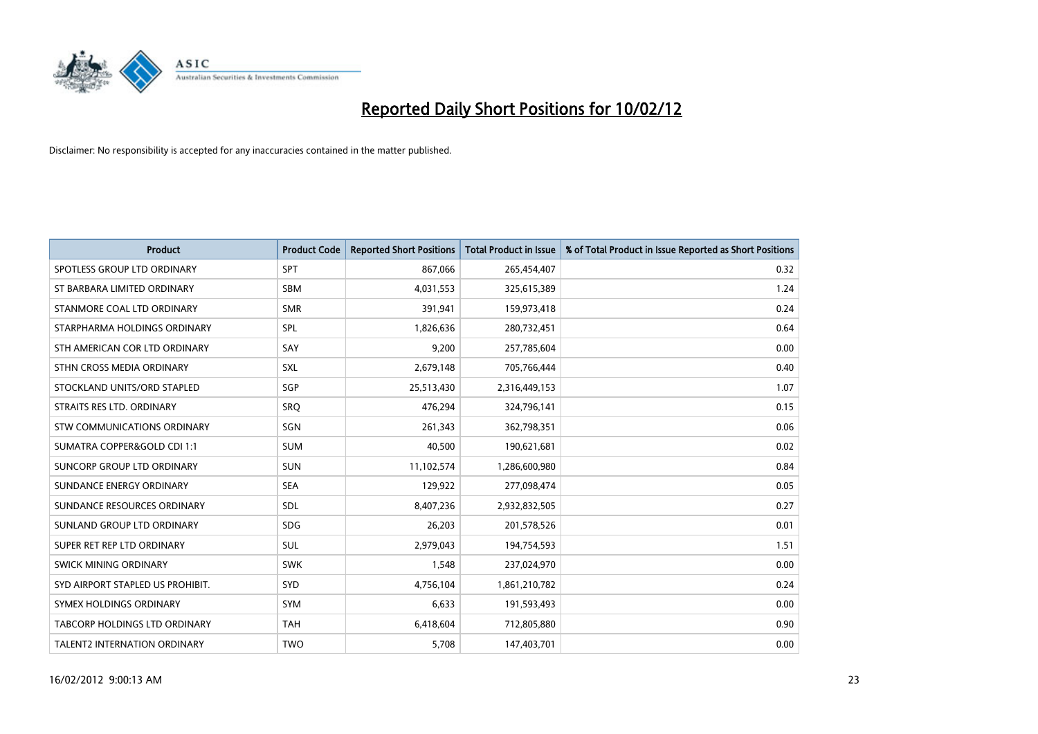# Reported Daily Short Positions for 10/02/12

Disclaimer: No responsibility is accepted for any inaccuracies contained in the matter published.

| Product | Product Code | Reported Short Positions | Total Product in Issue | % of Total Product in Issue Reported as Short Positions |
|---|---|---|---|---|
| SPOTLESS GROUP LTD ORDINARY | SPT | 867,066 | 265,454,407 | 0.32 |
| ST BARBARA LIMITED ORDINARY | SBM | 4,031,553 | 325,615,389 | 1.24 |
| STANMORE COAL LTD ORDINARY | SMR | 391,941 | 159,973,418 | 0.24 |
| STARPHARMA HOLDINGS ORDINARY | SPL | 1,826,636 | 280,732,451 | 0.64 |
| STH AMERICAN COR LTD ORDINARY | SAY | 9,200 | 257,785,604 | 0.00 |
| STHN CROSS MEDIA ORDINARY | SXL | 2,679,148 | 705,766,444 | 0.40 |
| STOCKLAND UNITS/ORD STAPLED | SGP | 25,513,430 | 2,316,449,153 | 1.07 |
| STRAITS RES LTD. ORDINARY | SRQ | 476,294 | 324,796,141 | 0.15 |
| STW COMMUNICATIONS ORDINARY | SGN | 261,343 | 362,798,351 | 0.06 |
| SUMATRA COPPER&GOLD CDI 1:1 | SUM | 40,500 | 190,621,681 | 0.02 |
| SUNCORP GROUP LTD ORDINARY | SUN | 11,102,574 | 1,286,600,980 | 0.84 |
| SUNDANCE ENERGY ORDINARY | SEA | 129,922 | 277,098,474 | 0.05 |
| SUNDANCE RESOURCES ORDINARY | SDL | 8,407,236 | 2,932,832,505 | 0.27 |
| SUNLAND GROUP LTD ORDINARY | SDG | 26,203 | 201,578,526 | 0.01 |
| SUPER RET REP LTD ORDINARY | SUL | 2,979,043 | 194,754,593 | 1.51 |
| SWICK MINING ORDINARY | SWK | 1,548 | 237,024,970 | 0.00 |
| SYD AIRPORT STAPLED US PROHIBIT. | SYD | 4,756,104 | 1,861,210,782 | 0.24 |
| SYMEX HOLDINGS ORDINARY | SYM | 6,633 | 191,593,493 | 0.00 |
| TABCORP HOLDINGS LTD ORDINARY | TAH | 6,418,604 | 712,805,880 | 0.90 |
| TALENT2 INTERNATION ORDINARY | TWO | 5,708 | 147,403,701 | 0.00 |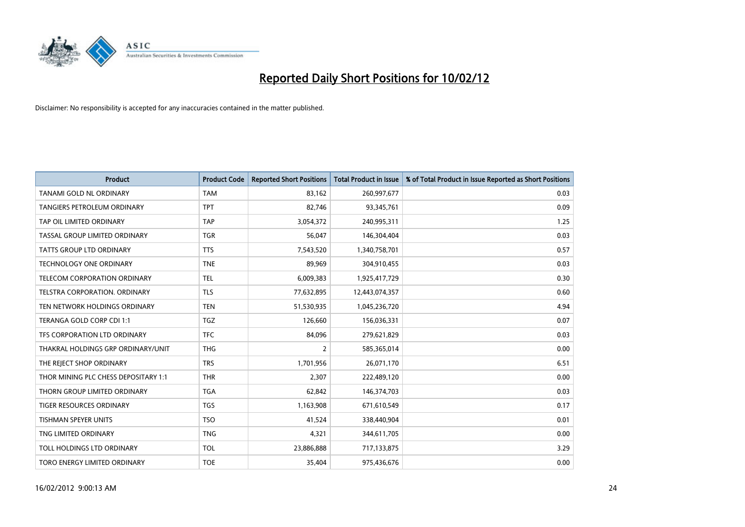# Reported Daily Short Positions for 10/02/12

Disclaimer: No responsibility is accepted for any inaccuracies contained in the matter published.

| Product | Product Code | Reported Short Positions | Total Product in Issue | % of Total Product in Issue Reported as Short Positions |
|---|---|---|---|---|
| TANAMI GOLD NL ORDINARY | TAM | 83,162 | 260,997,677 | 0.03 |
| TANGIERS PETROLEUM ORDINARY | TPT | 82,746 | 93,345,761 | 0.09 |
| TAP OIL LIMITED ORDINARY | TAP | 3,054,372 | 240,995,311 | 1.25 |
| TASSAL GROUP LIMITED ORDINARY | TGR | 56,047 | 146,304,404 | 0.03 |
| TATTS GROUP LTD ORDINARY | TTS | 7,543,520 | 1,340,758,701 | 0.57 |
| TECHNOLOGY ONE ORDINARY | TNE | 89,969 | 304,910,455 | 0.03 |
| TELECOM CORPORATION ORDINARY | TEL | 6,009,383 | 1,925,417,729 | 0.30 |
| TELSTRA CORPORATION. ORDINARY | TLS | 77,632,895 | 12,443,074,357 | 0.60 |
| TEN NETWORK HOLDINGS ORDINARY | TEN | 51,530,935 | 1,045,236,720 | 4.94 |
| TERANGA GOLD CORP CDI 1:1 | TGZ | 126,660 | 156,036,331 | 0.07 |
| TFS CORPORATION LTD ORDINARY | TFC | 84,096 | 279,621,829 | 0.03 |
| THAKRAL HOLDINGS GRP ORDINARY/UNIT | THG | 2 | 585,365,014 | 0.00 |
| THE REJECT SHOP ORDINARY | TRS | 1,701,956 | 26,071,170 | 6.51 |
| THOR MINING PLC CHESS DEPOSITARY 1:1 | THR | 2,307 | 222,489,120 | 0.00 |
| THORN GROUP LIMITED ORDINARY | TGA | 62,842 | 146,374,703 | 0.03 |
| TIGER RESOURCES ORDINARY | TGS | 1,163,908 | 671,610,549 | 0.17 |
| TISHMAN SPEYER UNITS | TSO | 41,524 | 338,440,904 | 0.01 |
| TNG LIMITED ORDINARY | TNG | 4,321 | 344,611,705 | 0.00 |
| TOLL HOLDINGS LTD ORDINARY | TOL | 23,886,888 | 717,133,875 | 3.29 |
| TORO ENERGY LIMITED ORDINARY | TOE | 35,404 | 975,436,676 | 0.00 |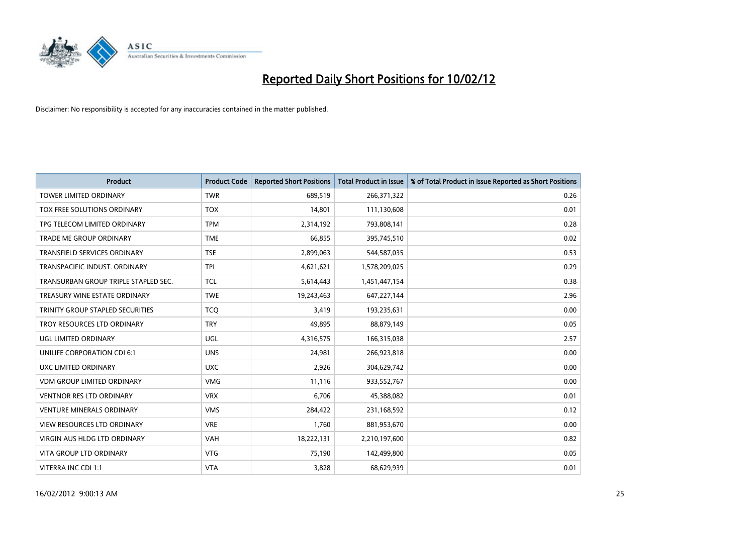# Reported Daily Short Positions for 10/02/12

Disclaimer: No responsibility is accepted for any inaccuracies contained in the matter published.

| Product | Product Code | Reported Short Positions | Total Product in Issue | % of Total Product in Issue Reported as Short Positions |
|---|---|---|---|---|
| TOWER LIMITED ORDINARY | TWR | 689,519 | 266,371,322 | 0.26 |
| TOX FREE SOLUTIONS ORDINARY | TOX | 14,801 | 111,130,608 | 0.01 |
| TPG TELECOM LIMITED ORDINARY | TPM | 2,314,192 | 793,808,141 | 0.28 |
| TRADE ME GROUP ORDINARY | TME | 66,855 | 395,745,510 | 0.02 |
| TRANSFIELD SERVICES ORDINARY | TSE | 2,899,063 | 544,587,035 | 0.53 |
| TRANSPACIFIC INDUST. ORDINARY | TPI | 4,621,621 | 1,578,209,025 | 0.29 |
| TRANSURBAN GROUP TRIPLE STAPLED SEC. | TCL | 5,614,443 | 1,451,447,154 | 0.38 |
| TREASURY WINE ESTATE ORDINARY | TWE | 19,243,463 | 647,227,144 | 2.96 |
| TRINITY GROUP STAPLED SECURITIES | TCQ | 3,419 | 193,235,631 | 0.00 |
| TROY RESOURCES LTD ORDINARY | TRY | 49,895 | 88,879,149 | 0.05 |
| UGL LIMITED ORDINARY | UGL | 4,316,575 | 166,315,038 | 2.57 |
| UNILIFE CORPORATION CDI 6:1 | UNS | 24,981 | 266,923,818 | 0.00 |
| UXC LIMITED ORDINARY | UXC | 2,926 | 304,629,742 | 0.00 |
| VDM GROUP LIMITED ORDINARY | VMG | 11,116 | 933,552,767 | 0.00 |
| VENTNOR RES LTD ORDINARY | VRX | 6,706 | 45,388,082 | 0.01 |
| VENTURE MINERALS ORDINARY | VMS | 284,422 | 231,168,592 | 0.12 |
| VIEW RESOURCES LTD ORDINARY | VRE | 1,760 | 881,953,670 | 0.00 |
| VIRGIN AUS HLDG LTD ORDINARY | VAH | 18,222,131 | 2,210,197,600 | 0.82 |
| VITA GROUP LTD ORDINARY | VTG | 75,190 | 142,499,800 | 0.05 |
| VITERRA INC CDI 1:1 | VTA | 3,828 | 68,629,939 | 0.01 |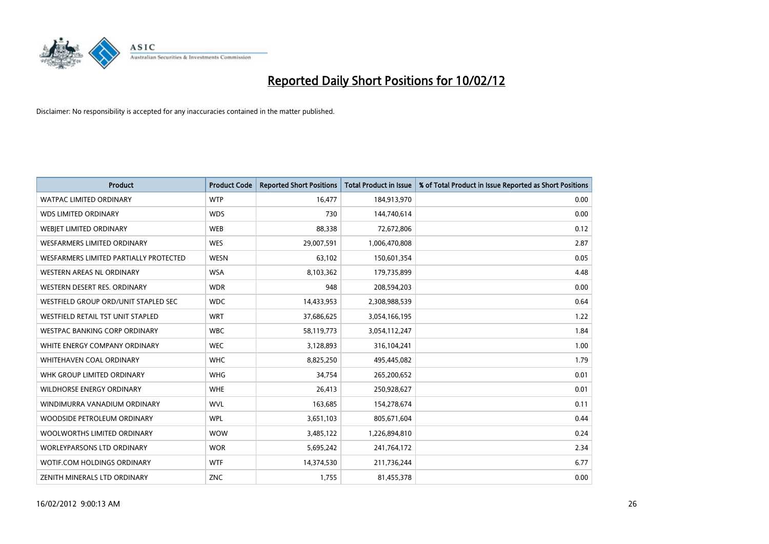# Reported Daily Short Positions for 10/02/12

Disclaimer: No responsibility is accepted for any inaccuracies contained in the matter published.

| Product | Product Code | Reported Short Positions | Total Product in Issue | % of Total Product in Issue Reported as Short Positions |
| --- | --- | --- | --- | --- |
| WATPAC LIMITED ORDINARY | WTP | 16,477 | 184,913,970 | 0.00 |
| WDS LIMITED ORDINARY | WDS | 730 | 144,740,614 | 0.00 |
| WEBJET LIMITED ORDINARY | WEB | 88,338 | 72,672,806 | 0.12 |
| WESFARMERS LIMITED ORDINARY | WES | 29,007,591 | 1,006,470,808 | 2.87 |
| WESFARMERS LIMITED PARTIALLY PROTECTED | WESN | 63,102 | 150,601,354 | 0.05 |
| WESTERN AREAS NL ORDINARY | WSA | 8,103,362 | 179,735,899 | 4.48 |
| WESTERN DESERT RES. ORDINARY | WDR | 948 | 208,594,203 | 0.00 |
| WESTFIELD GROUP ORD/UNIT STAPLED SEC | WDC | 14,433,953 | 2,308,988,539 | 0.64 |
| WESTFIELD RETAIL TST UNIT STAPLED | WRT | 37,686,625 | 3,054,166,195 | 1.22 |
| WESTPAC BANKING CORP ORDINARY | WBC | 58,119,773 | 3,054,112,247 | 1.84 |
| WHITE ENERGY COMPANY ORDINARY | WEC | 3,128,893 | 316,104,241 | 1.00 |
| WHITEHAVEN COAL ORDINARY | WHC | 8,825,250 | 495,445,082 | 1.79 |
| WHK GROUP LIMITED ORDINARY | WHG | 34,754 | 265,200,652 | 0.01 |
| WILDHORSE ENERGY ORDINARY | WHE | 26,413 | 250,928,627 | 0.01 |
| WINDIMURRA VANADIUM ORDINARY | WVL | 163,685 | 154,278,674 | 0.11 |
| WOODSIDE PETROLEUM ORDINARY | WPL | 3,651,103 | 805,671,604 | 0.44 |
| WOOLWORTHS LIMITED ORDINARY | WOW | 3,485,122 | 1,226,894,810 | 0.24 |
| WORLEYPARSONS LTD ORDINARY | WOR | 5,695,242 | 241,764,172 | 2.34 |
| WOTIF.COM HOLDINGS ORDINARY | WTF | 14,374,530 | 211,736,244 | 6.77 |
| ZENITH MINERALS LTD ORDINARY | ZNC | 1,755 | 81,455,378 | 0.00 |

16/02/2012 9:00:13 AM